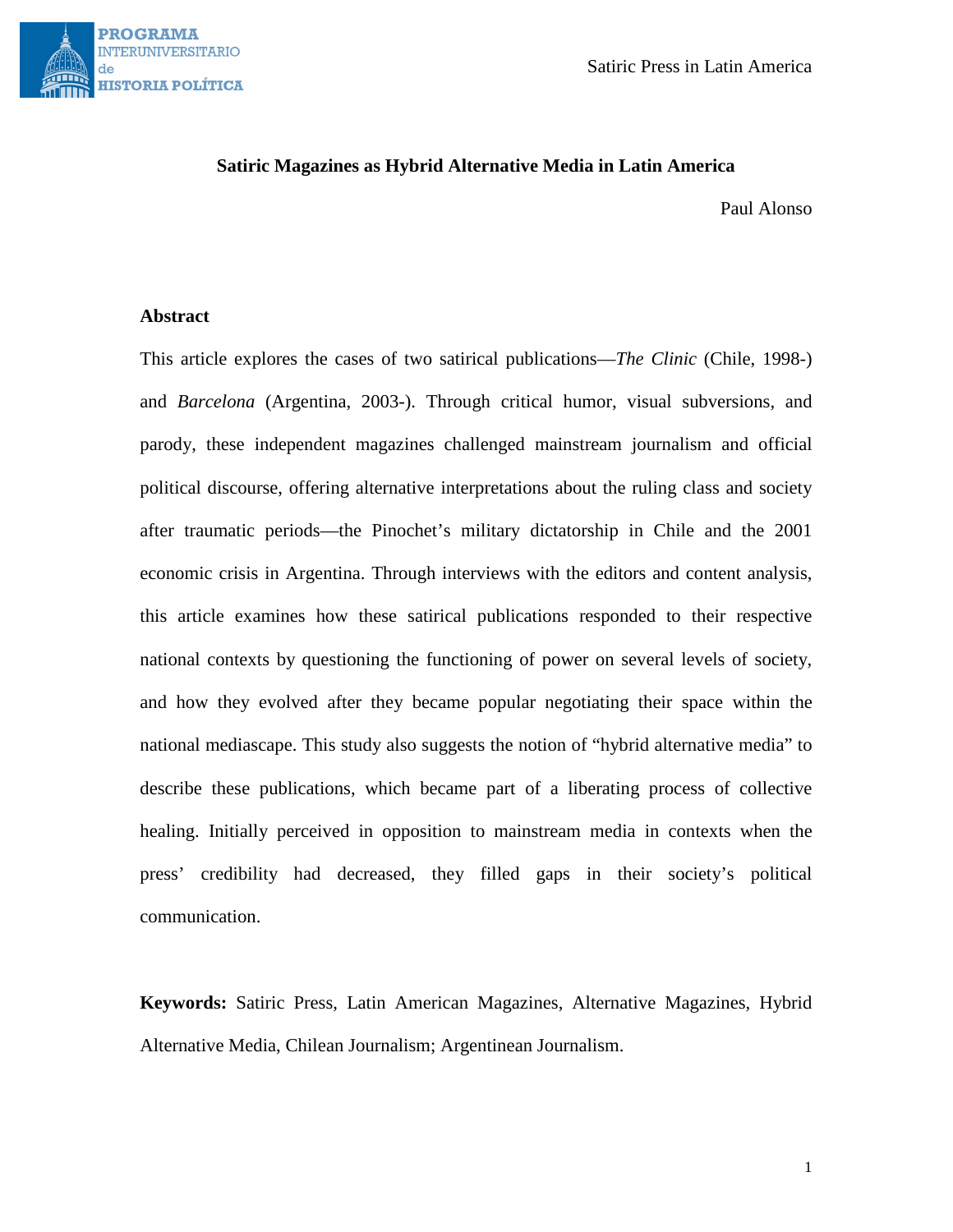# Satiric Magazines as Hybrid Alternative Media in Latin America

Paul Alonso

## Abstract

This article explores the cases of two satirical publications—*The Clinic* (Chile, 1998-) and *Barcelona* (Argentina, 2003-). Through critical humor, visual subversions, and parody, these independent magazines challenged mainstream journalism and official political discourse, offering alternative interpretations about the ruling class and society after traumatic periods—the Pinochet's military dictatorship in Chile and the 2001 economic crisis in Argentina. Through interviews with the editors and content analysis, this article examines how these satirical publications responded to their respective national contexts by questioning the functioning of power on several levels of society, and how they evolved after they became popular negotiating their space within the national mediascape. This study also suggests the notion of "hybrid alternative media" to describe these publications, which became part of a liberating process of collective healing. Initially perceived in opposition to mainstream media in contexts when the press' credibility had decreased, they filled gaps in their society's political communication.

**Keywords:** Satiric Press, Latin American Magazines, Alternative Magazines, Hybrid Alternative Media, Chilean Journalism; Argentinean Journalism.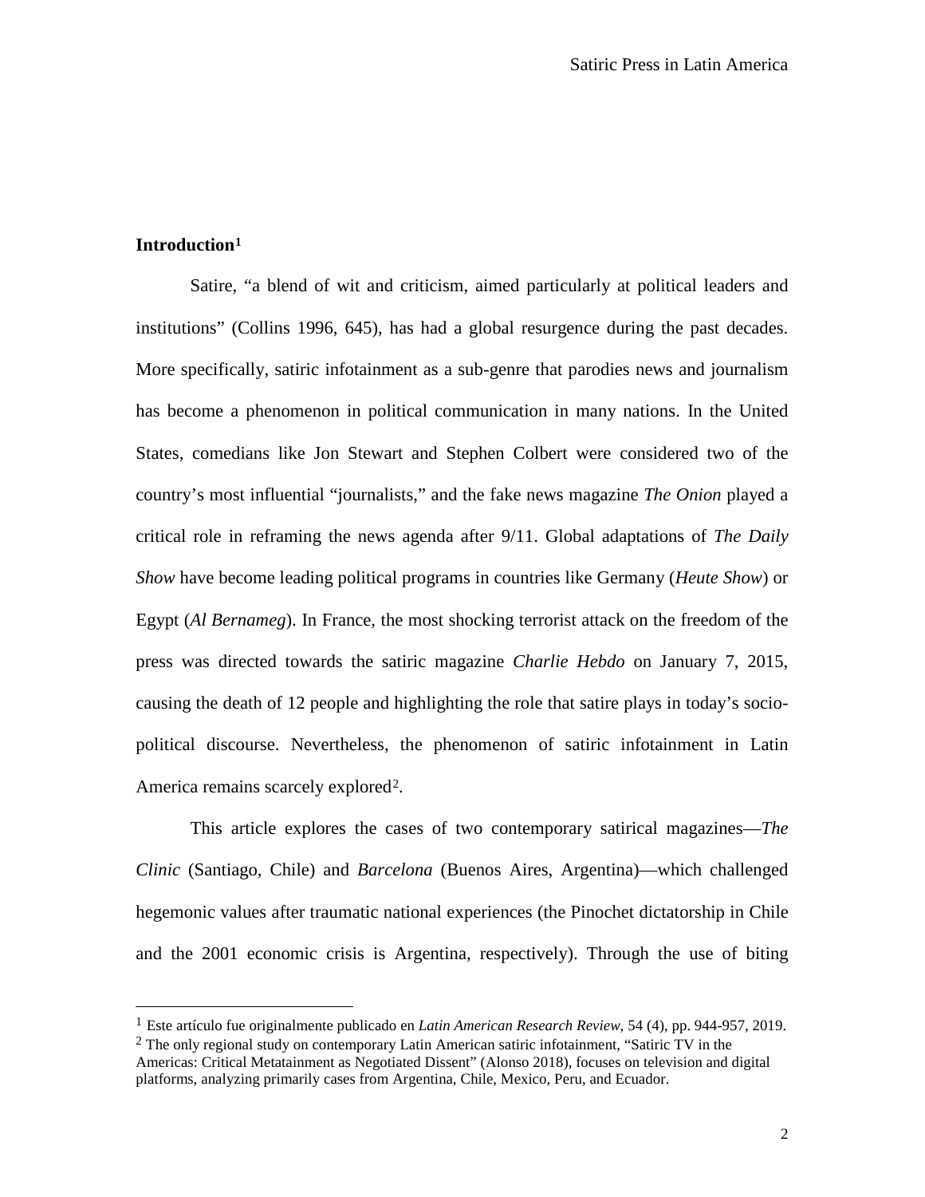## Introduction[1]

Satire, "a blend of wit and criticism, aimed particularly at political leaders and institutions" (Collins 1996, 645), has had a global resurgence during the past decades. More specifically, satiric infotainment as a sub-genre that parodies news and journalism has become a phenomenon in political communication in many nations. In the United States, comedians like Jon Stewart and Stephen Colbert were considered two of the country's most influential "journalists," and the fake news magazine *The Onion* played a critical role in reframing the news agenda after 9/11. Global adaptations of *The Daily Show* have become leading political programs in countries like Germany (*Heute Show*) or Egypt (*Al Bernameg*). In France, the most shocking terrorist attack on the freedom of the press was directed towards the satiric magazine *Charlie Hebdo* on January 7, 2015, causing the death of 12 people and highlighting the role that satire plays in today's socio-political discourse. Nevertheless, the phenomenon of satiric infotainment in Latin America remains scarcely explored[2].

This article explores the cases of two contemporary satirical magazines—*The Clinic* (Santiago, Chile) and *Barcelona* (Buenos Aires, Argentina)—which challenged hegemonic values after traumatic national experiences (the Pinochet dictatorship in Chile and the 2001 economic crisis is Argentina, respectively). Through the use of biting

---

[1] Este artículo fue originalmente publicado en *Latin American Research Review*, 54 (4), pp. 944-957, 2019.

[2] The only regional study on contemporary Latin American satiric infotainment, "Satiric TV in the Americas: Critical Metatainment as Negotiated Dissent" (Alonso 2018), focuses on television and digital platforms, analyzing primarily cases from Argentina, Chile, Mexico, Peru, and Ecuador.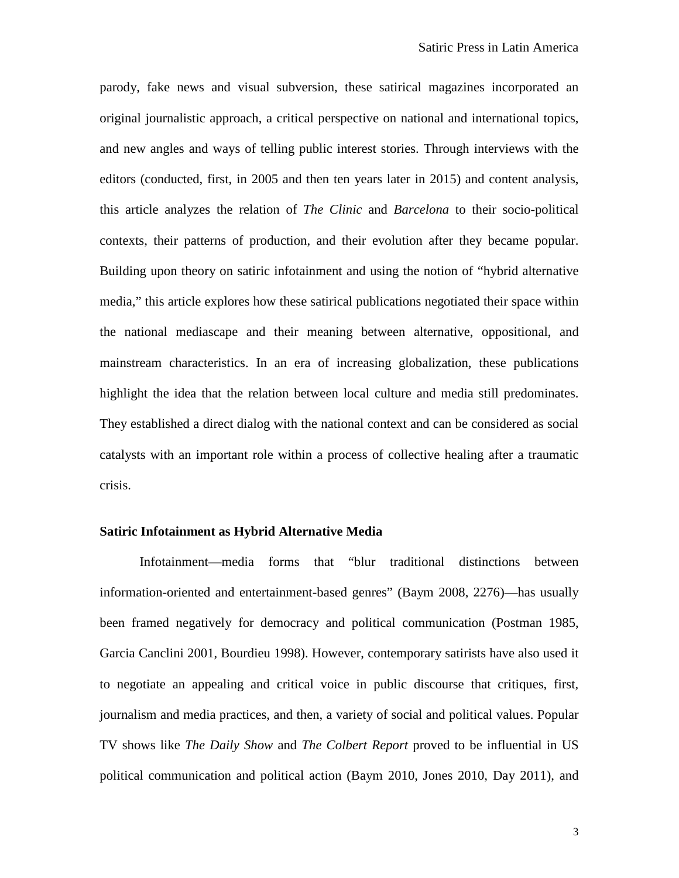parody, fake news and visual subversion, these satirical magazines incorporated an original journalistic approach, a critical perspective on national and international topics, and new angles and ways of telling public interest stories. Through interviews with the editors (conducted, first, in 2005 and then ten years later in 2015) and content analysis, this article analyzes the relation of *The Clinic* and *Barcelona* to their socio-political contexts, their patterns of production, and their evolution after they became popular. Building upon theory on satiric infotainment and using the notion of "hybrid alternative media," this article explores how these satirical publications negotiated their space within the national mediascape and their meaning between alternative, oppositional, and mainstream characteristics. In an era of increasing globalization, these publications highlight the idea that the relation between local culture and media still predominates. They established a direct dialog with the national context and can be considered as social catalysts with an important role within a process of collective healing after a traumatic crisis.

## Satiric Infotainment as Hybrid Alternative Media

Infotainment—media forms that "blur traditional distinctions between information-oriented and entertainment-based genres" (Baym 2008, 2276)—has usually been framed negatively for democracy and political communication (Postman 1985, Garcia Canclini 2001, Bourdieu 1998). However, contemporary satirists have also used it to negotiate an appealing and critical voice in public discourse that critiques, first, journalism and media practices, and then, a variety of social and political values. Popular TV shows like *The Daily Show* and *The Colbert Report* proved to be influential in US political communication and political action (Baym 2010, Jones 2010, Day 2011), and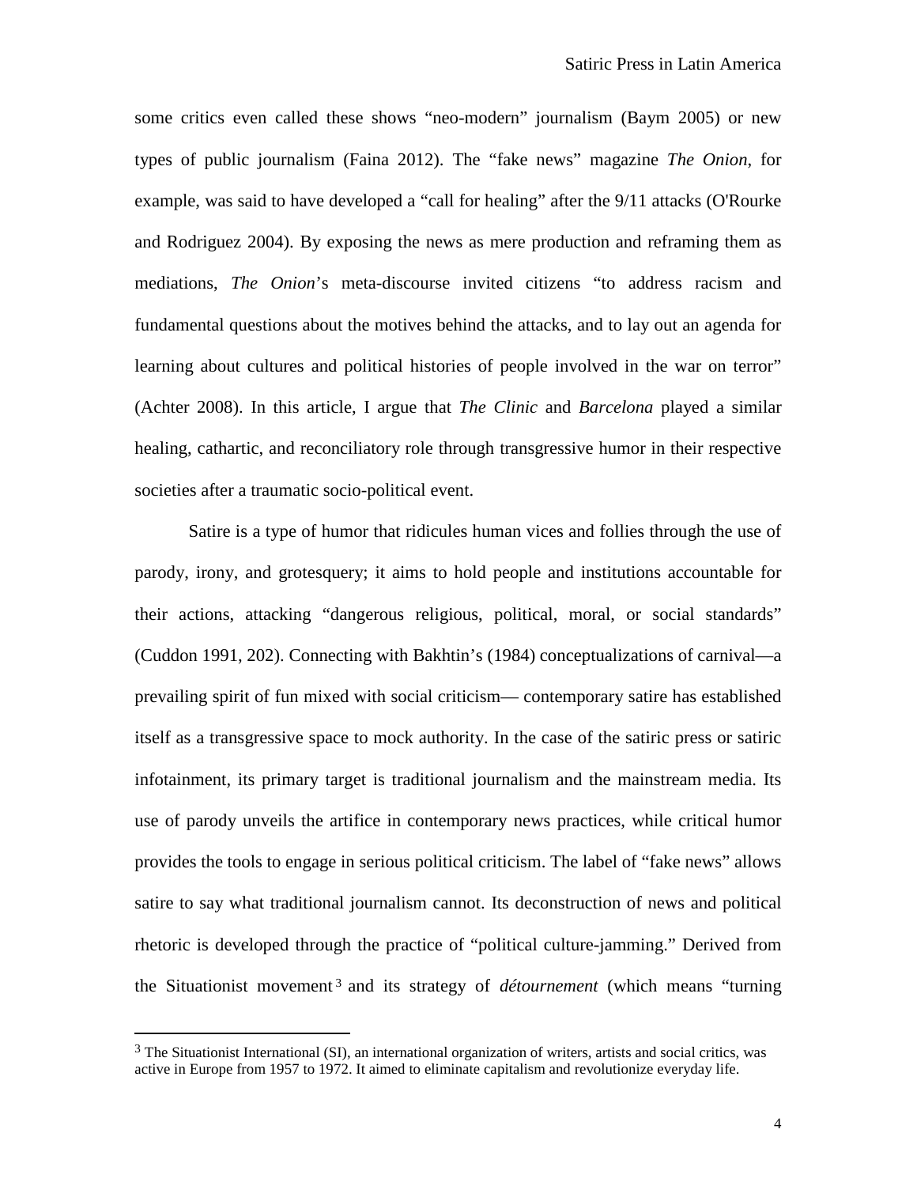some critics even called these shows "neo-modern" journalism (Baym 2005) or new types of public journalism (Faina 2012). The "fake news" magazine *The Onion*, for example, was said to have developed a "call for healing" after the 9/11 attacks (O'Rourke and Rodriguez 2004). By exposing the news as mere production and reframing them as mediations, *The Onion*'s meta-discourse invited citizens "to address racism and fundamental questions about the motives behind the attacks, and to lay out an agenda for learning about cultures and political histories of people involved in the war on terror" (Achter 2008). In this article, I argue that *The Clinic* and *Barcelona* played a similar healing, cathartic, and reconciliatory role through transgressive humor in their respective societies after a traumatic socio-political event.

Satire is a type of humor that ridicules human vices and follies through the use of parody, irony, and grotesquery; it aims to hold people and institutions accountable for their actions, attacking "dangerous religious, political, moral, or social standards" (Cuddon 1991, 202). Connecting with Bakhtin's (1984) conceptualizations of carnival—a prevailing spirit of fun mixed with social criticism— contemporary satire has established itself as a transgressive space to mock authority. In the case of the satiric press or satiric infotainment, its primary target is traditional journalism and the mainstream media. Its use of parody unveils the artifice in contemporary news practices, while critical humor provides the tools to engage in serious political criticism. The label of "fake news" allows satire to say what traditional journalism cannot. Its deconstruction of news and political rhetoric is developed through the practice of "political culture-jamming." Derived from the Situationist movement [3] and its strategy of *détournement* (which means "turning

[3] The Situationist International (SI), an international organization of writers, artists and social critics, was active in Europe from 1957 to 1972. It aimed to eliminate capitalism and revolutionize everyday life.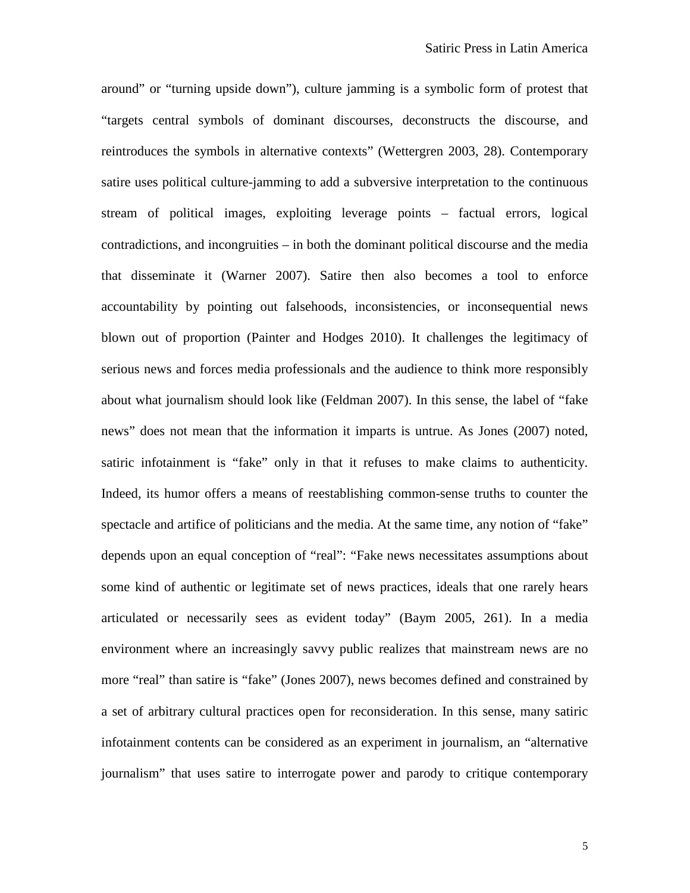around" or "turning upside down"), culture jamming is a symbolic form of protest that "targets central symbols of dominant discourses, deconstructs the discourse, and reintroduces the symbols in alternative contexts" (Wettergren 2003, 28). Contemporary satire uses political culture-jamming to add a subversive interpretation to the continuous stream of political images, exploiting leverage points – factual errors, logical contradictions, and incongruities – in both the dominant political discourse and the media that disseminate it (Warner 2007). Satire then also becomes a tool to enforce accountability by pointing out falsehoods, inconsistencies, or inconsequential news blown out of proportion (Painter and Hodges 2010). It challenges the legitimacy of serious news and forces media professionals and the audience to think more responsibly about what journalism should look like (Feldman 2007). In this sense, the label of "fake news" does not mean that the information it imparts is untrue. As Jones (2007) noted, satiric infotainment is "fake" only in that it refuses to make claims to authenticity. Indeed, its humor offers a means of reestablishing common-sense truths to counter the spectacle and artifice of politicians and the media. At the same time, any notion of "fake" depends upon an equal conception of "real": "Fake news necessitates assumptions about some kind of authentic or legitimate set of news practices, ideals that one rarely hears articulated or necessarily sees as evident today" (Baym 2005, 261). In a media environment where an increasingly savvy public realizes that mainstream news are no more "real" than satire is "fake" (Jones 2007), news becomes defined and constrained by a set of arbitrary cultural practices open for reconsideration. In this sense, many satiric infotainment contents can be considered as an experiment in journalism, an "alternative journalism" that uses satire to interrogate power and parody to critique contemporary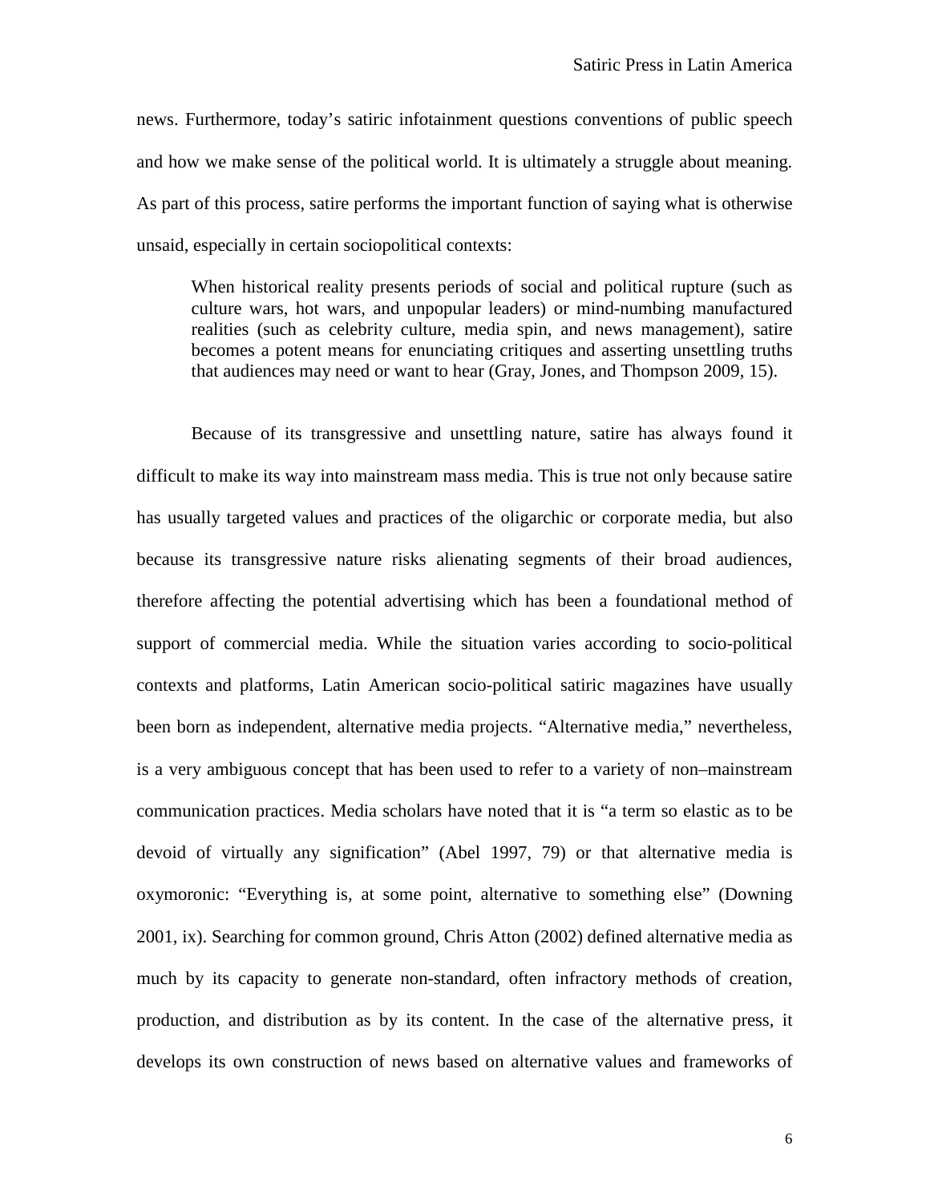news. Furthermore, today's satiric infotainment questions conventions of public speech and how we make sense of the political world. It is ultimately a struggle about meaning. As part of this process, satire performs the important function of saying what is otherwise unsaid, especially in certain sociopolitical contexts:

> When historical reality presents periods of social and political rupture (such as culture wars, hot wars, and unpopular leaders) or mind-numbing manufactured realities (such as celebrity culture, media spin, and news management), satire becomes a potent means for enunciating critiques and asserting unsettling truths that audiences may need or want to hear (Gray, Jones, and Thompson 2009, 15).

Because of its transgressive and unsettling nature, satire has always found it difficult to make its way into mainstream mass media. This is true not only because satire has usually targeted values and practices of the oligarchic or corporate media, but also because its transgressive nature risks alienating segments of their broad audiences, therefore affecting the potential advertising which has been a foundational method of support of commercial media. While the situation varies according to socio-political contexts and platforms, Latin American socio-political satiric magazines have usually been born as independent, alternative media projects. "Alternative media," nevertheless, is a very ambiguous concept that has been used to refer to a variety of non–mainstream communication practices. Media scholars have noted that it is "a term so elastic as to be devoid of virtually any signification" (Abel 1997, 79) or that alternative media is oxymoronic: "Everything is, at some point, alternative to something else" (Downing 2001, ix). Searching for common ground, Chris Atton (2002) defined alternative media as much by its capacity to generate non-standard, often infractory methods of creation, production, and distribution as by its content. In the case of the alternative press, it develops its own construction of news based on alternative values and frameworks of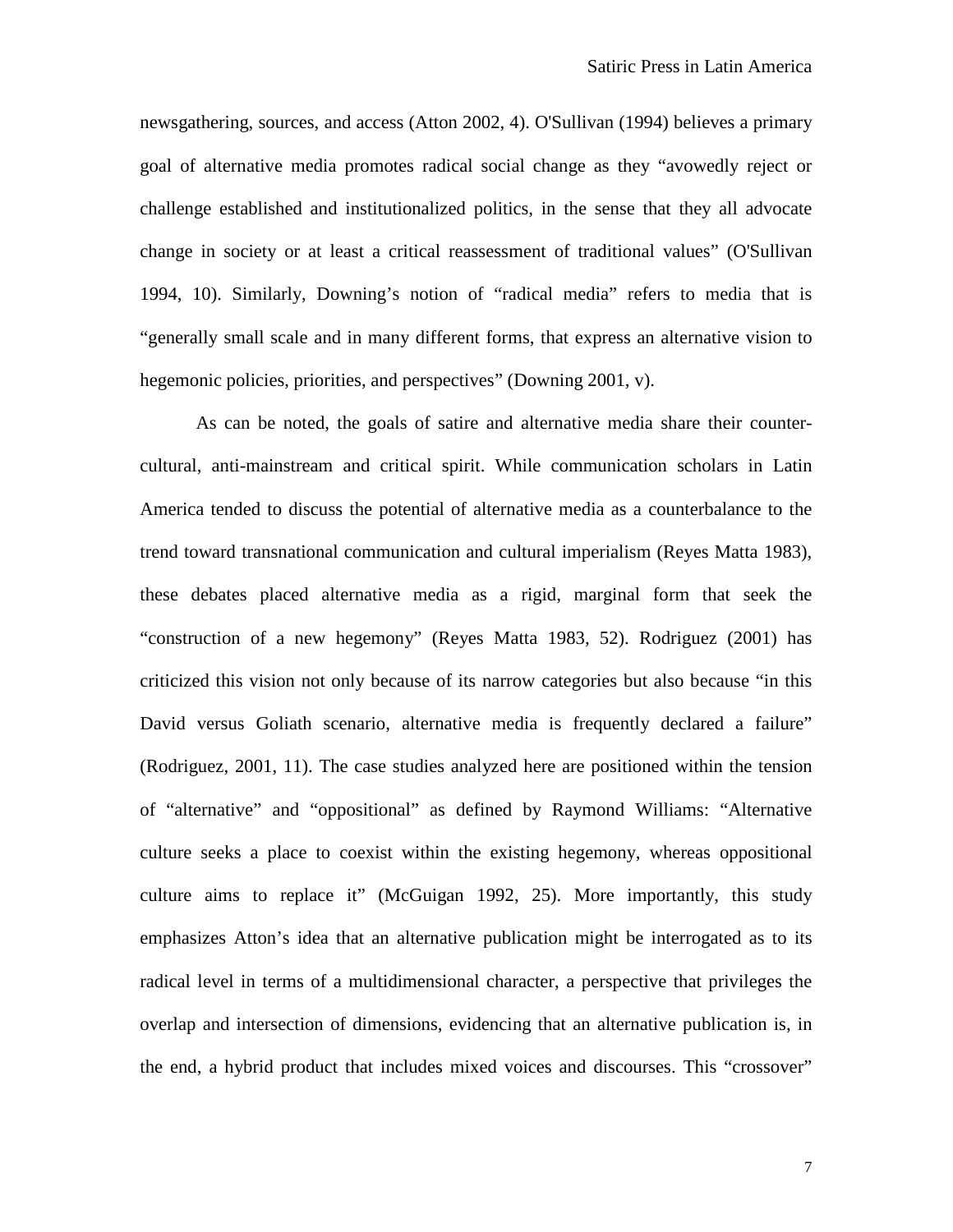newsgathering, sources, and access (Atton 2002, 4). O'Sullivan (1994) believes a primary goal of alternative media promotes radical social change as they "avowedly reject or challenge established and institutionalized politics, in the sense that they all advocate change in society or at least a critical reassessment of traditional values" (O'Sullivan 1994, 10). Similarly, Downing's notion of "radical media" refers to media that is "generally small scale and in many different forms, that express an alternative vision to hegemonic policies, priorities, and perspectives" (Downing 2001, v).

As can be noted, the goals of satire and alternative media share their counter-cultural, anti-mainstream and critical spirit. While communication scholars in Latin America tended to discuss the potential of alternative media as a counterbalance to the trend toward transnational communication and cultural imperialism (Reyes Matta 1983), these debates placed alternative media as a rigid, marginal form that seek the "construction of a new hegemony" (Reyes Matta 1983, 52). Rodriguez (2001) has criticized this vision not only because of its narrow categories but also because "in this David versus Goliath scenario, alternative media is frequently declared a failure" (Rodriguez, 2001, 11). The case studies analyzed here are positioned within the tension of "alternative" and "oppositional" as defined by Raymond Williams: "Alternative culture seeks a place to coexist within the existing hegemony, whereas oppositional culture aims to replace it" (McGuigan 1992, 25). More importantly, this study emphasizes Atton's idea that an alternative publication might be interrogated as to its radical level in terms of a multidimensional character, a perspective that privileges the overlap and intersection of dimensions, evidencing that an alternative publication is, in the end, a hybrid product that includes mixed voices and discourses. This "crossover"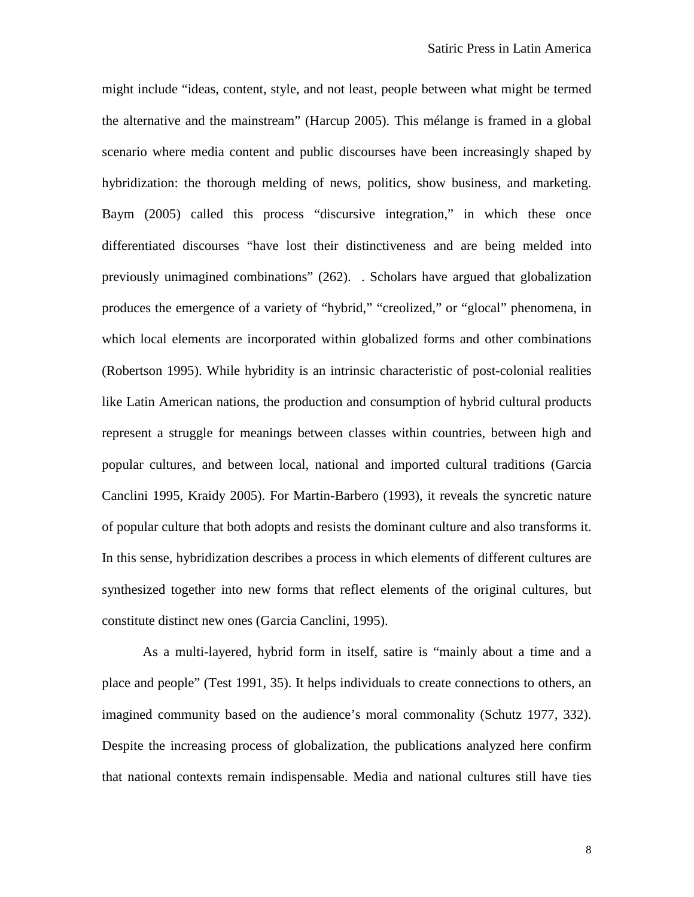might include "ideas, content, style, and not least, people between what might be termed the alternative and the mainstream" (Harcup 2005). This mélange is framed in a global scenario where media content and public discourses have been increasingly shaped by hybridization: the thorough melding of news, politics, show business, and marketing. Baym (2005) called this process "discursive integration," in which these once differentiated discourses "have lost their distinctiveness and are being melded into previously unimagined combinations" (262). . Scholars have argued that globalization produces the emergence of a variety of "hybrid," "creolized," or "glocal" phenomena, in which local elements are incorporated within globalized forms and other combinations (Robertson 1995). While hybridity is an intrinsic characteristic of post-colonial realities like Latin American nations, the production and consumption of hybrid cultural products represent a struggle for meanings between classes within countries, between high and popular cultures, and between local, national and imported cultural traditions (Garcia Canclini 1995, Kraidy 2005). For Martin-Barbero (1993), it reveals the syncretic nature of popular culture that both adopts and resists the dominant culture and also transforms it. In this sense, hybridization describes a process in which elements of different cultures are synthesized together into new forms that reflect elements of the original cultures, but constitute distinct new ones (Garcia Canclini, 1995).

As a multi-layered, hybrid form in itself, satire is "mainly about a time and a place and people" (Test 1991, 35). It helps individuals to create connections to others, an imagined community based on the audience's moral commonality (Schutz 1977, 332). Despite the increasing process of globalization, the publications analyzed here confirm that national contexts remain indispensable. Media and national cultures still have ties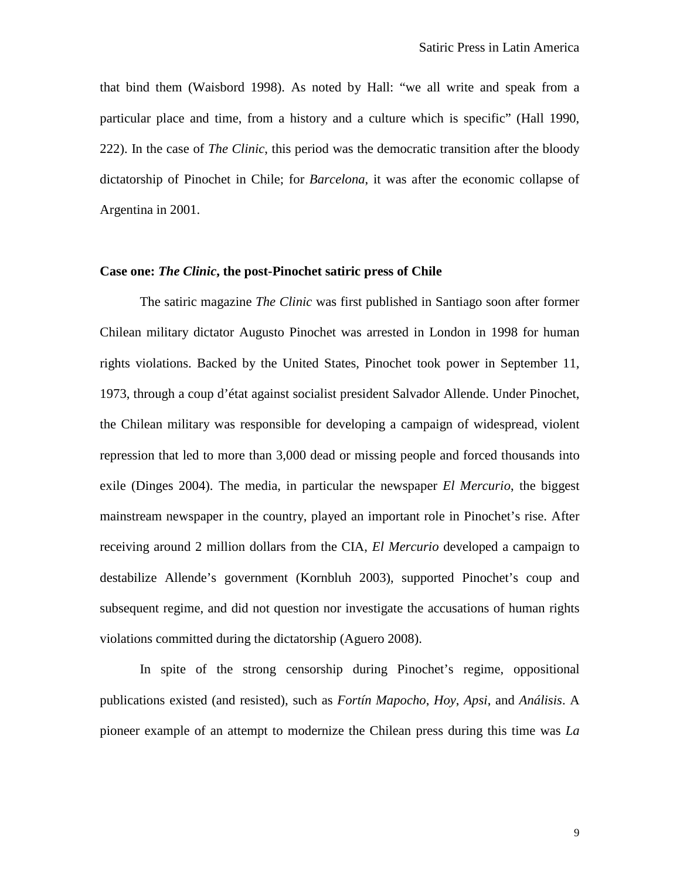that bind them (Waisbord 1998). As noted by Hall: "we all write and speak from a particular place and time, from a history and a culture which is specific" (Hall 1990, 222). In the case of *The Clinic*, this period was the democratic transition after the bloody dictatorship of Pinochet in Chile; for *Barcelona*, it was after the economic collapse of Argentina in 2001.

### Case one: *The Clinic*, the post-Pinochet satiric press of Chile

The satiric magazine *The Clinic* was first published in Santiago soon after former Chilean military dictator Augusto Pinochet was arrested in London in 1998 for human rights violations. Backed by the United States, Pinochet took power in September 11, 1973, through a coup d'état against socialist president Salvador Allende. Under Pinochet, the Chilean military was responsible for developing a campaign of widespread, violent repression that led to more than 3,000 dead or missing people and forced thousands into exile (Dinges 2004). The media, in particular the newspaper *El Mercurio*, the biggest mainstream newspaper in the country, played an important role in Pinochet's rise. After receiving around 2 million dollars from the CIA, *El Mercurio* developed a campaign to destabilize Allende's government (Kornbluh 2003), supported Pinochet's coup and subsequent regime, and did not question nor investigate the accusations of human rights violations committed during the dictatorship (Aguero 2008).

In spite of the strong censorship during Pinochet's regime, oppositional publications existed (and resisted), such as *Fortín Mapocho*, *Hoy*, *Apsi*, and *Análisis*. A pioneer example of an attempt to modernize the Chilean press during this time was *La*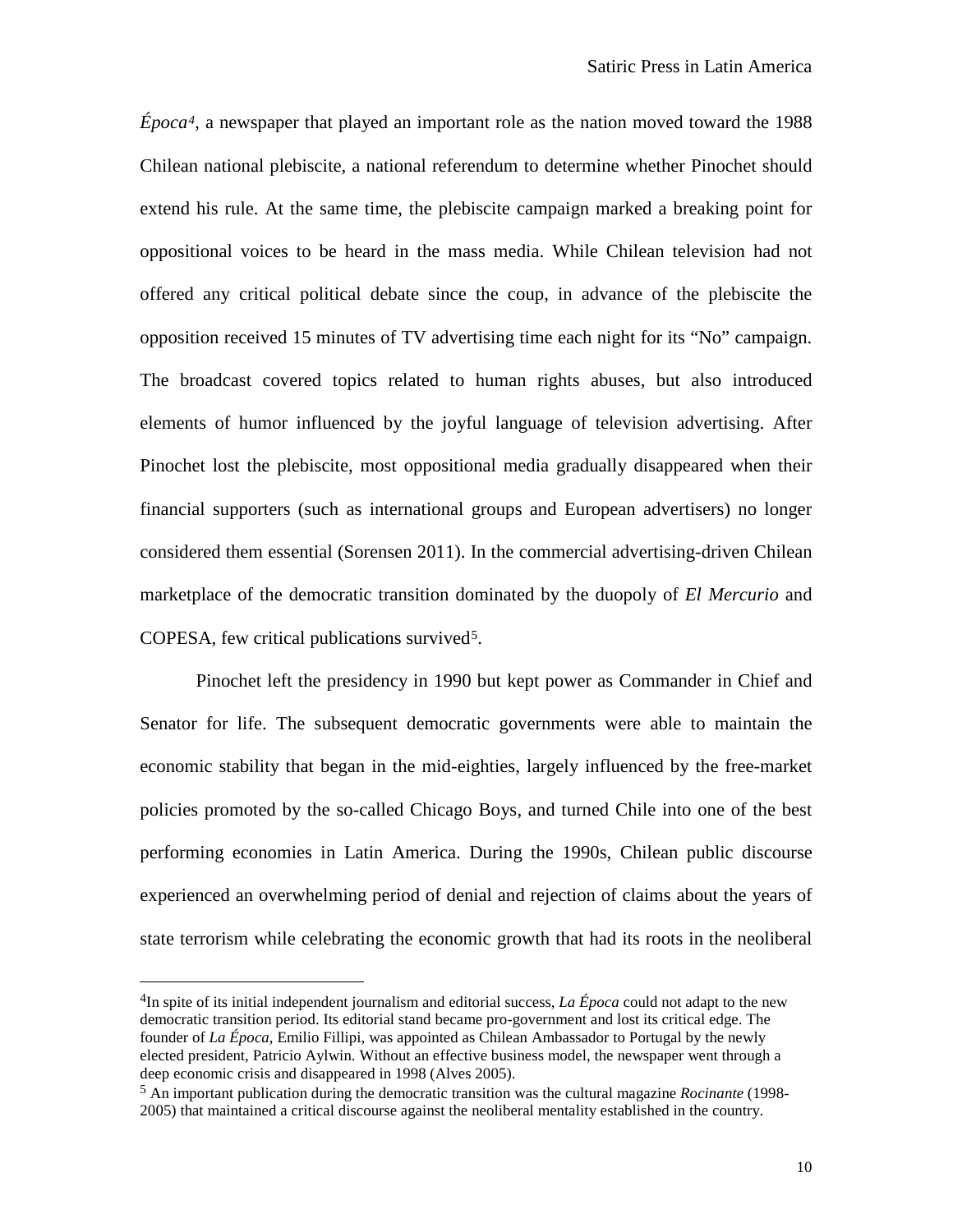*Época*[4], a newspaper that played an important role as the nation moved toward the 1988 Chilean national plebiscite, a national referendum to determine whether Pinochet should extend his rule. At the same time, the plebiscite campaign marked a breaking point for oppositional voices to be heard in the mass media. While Chilean television had not offered any critical political debate since the coup, in advance of the plebiscite the opposition received 15 minutes of TV advertising time each night for its "No" campaign. The broadcast covered topics related to human rights abuses, but also introduced elements of humor influenced by the joyful language of television advertising. After Pinochet lost the plebiscite, most oppositional media gradually disappeared when their financial supporters (such as international groups and European advertisers) no longer considered them essential (Sorensen 2011). In the commercial advertising-driven Chilean marketplace of the democratic transition dominated by the duopoly of *El Mercurio* and COPESA, few critical publications survived[5].

Pinochet left the presidency in 1990 but kept power as Commander in Chief and Senator for life. The subsequent democratic governments were able to maintain the economic stability that began in the mid-eighties, largely influenced by the free-market policies promoted by the so-called Chicago Boys, and turned Chile into one of the best performing economies in Latin America. During the 1990s, Chilean public discourse experienced an overwhelming period of denial and rejection of claims about the years of state terrorism while celebrating the economic growth that had its roots in the neoliberal

---

[4] In spite of its initial independent journalism and editorial success, *La Época* could not adapt to the new democratic transition period. Its editorial stand became pro-government and lost its critical edge. The founder of *La Época*, Emilio Fillipi, was appointed as Chilean Ambassador to Portugal by the newly elected president, Patricio Aylwin. Without an effective business model, the newspaper went through a deep economic crisis and disappeared in 1998 (Alves 2005).

[5] An important publication during the democratic transition was the cultural magazine *Rocinante* (1998-2005) that maintained a critical discourse against the neoliberal mentality established in the country.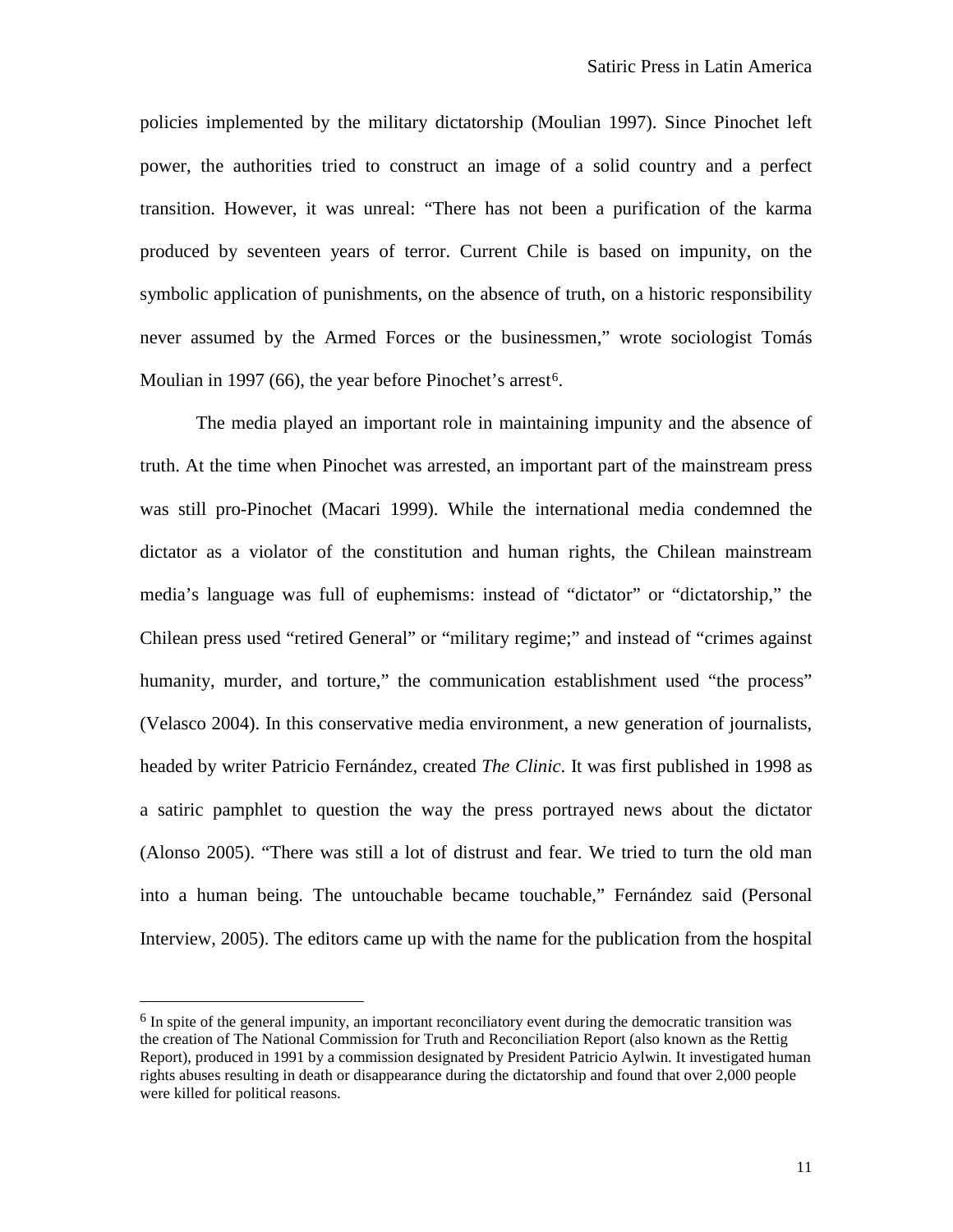policies implemented by the military dictatorship (Moulian 1997). Since Pinochet left power, the authorities tried to construct an image of a solid country and a perfect transition. However, it was unreal: "There has not been a purification of the karma produced by seventeen years of terror. Current Chile is based on impunity, on the symbolic application of punishments, on the absence of truth, on a historic responsibility never assumed by the Armed Forces or the businessmen," wrote sociologist Tomás Moulian in 1997 (66), the year before Pinochet's arrest[6].

The media played an important role in maintaining impunity and the absence of truth. At the time when Pinochet was arrested, an important part of the mainstream press was still pro-Pinochet (Macari 1999). While the international media condemned the dictator as a violator of the constitution and human rights, the Chilean mainstream media's language was full of euphemisms: instead of "dictator" or "dictatorship," the Chilean press used "retired General" or "military regime;" and instead of "crimes against humanity, murder, and torture," the communication establishment used "the process" (Velasco 2004). In this conservative media environment, a new generation of journalists, headed by writer Patricio Fernández, created *The Clinic*. It was first published in 1998 as a satiric pamphlet to question the way the press portrayed news about the dictator (Alonso 2005). "There was still a lot of distrust and fear. We tried to turn the old man into a human being. The untouchable became touchable," Fernández said (Personal Interview, 2005). The editors came up with the name for the publication from the hospital

---

[6] In spite of the general impunity, an important reconciliatory event during the democratic transition was the creation of The National Commission for Truth and Reconciliation Report (also known as the Rettig Report), produced in 1991 by a commission designated by President Patricio Aylwin. It investigated human rights abuses resulting in death or disappearance during the dictatorship and found that over 2,000 people were killed for political reasons.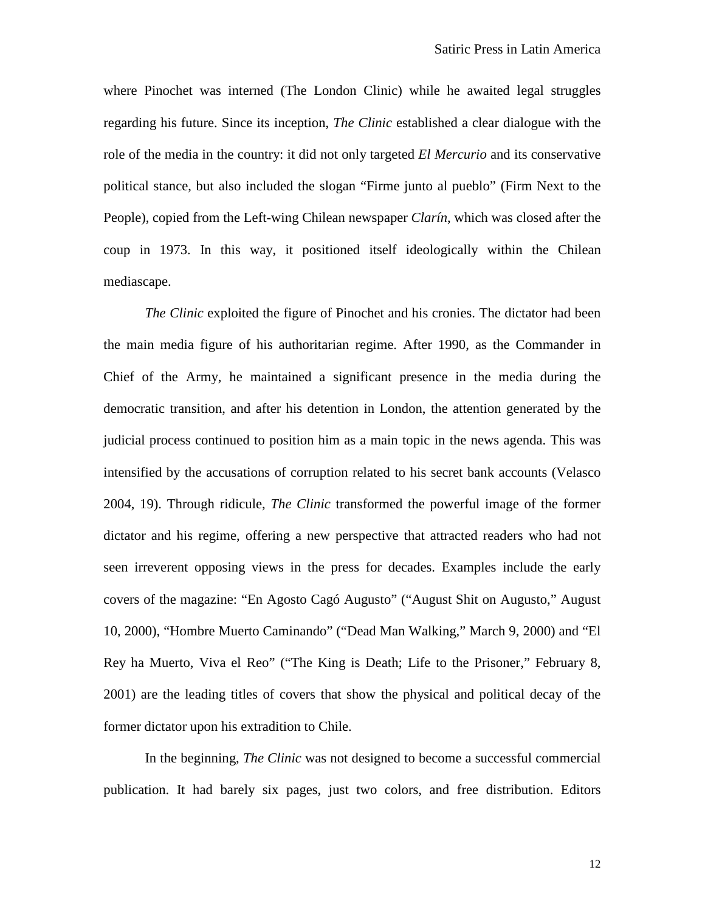where Pinochet was interned (The London Clinic) while he awaited legal struggles regarding his future. Since its inception, *The Clinic* established a clear dialogue with the role of the media in the country: it did not only targeted *El Mercurio* and its conservative political stance, but also included the slogan "Firme junto al pueblo" (Firm Next to the People), copied from the Left-wing Chilean newspaper *Clarín*, which was closed after the coup in 1973. In this way, it positioned itself ideologically within the Chilean mediascape.

*The Clinic* exploited the figure of Pinochet and his cronies. The dictator had been the main media figure of his authoritarian regime. After 1990, as the Commander in Chief of the Army, he maintained a significant presence in the media during the democratic transition, and after his detention in London, the attention generated by the judicial process continued to position him as a main topic in the news agenda. This was intensified by the accusations of corruption related to his secret bank accounts (Velasco 2004, 19). Through ridicule, *The Clinic* transformed the powerful image of the former dictator and his regime, offering a new perspective that attracted readers who had not seen irreverent opposing views in the press for decades. Examples include the early covers of the magazine: "En Agosto Cagó Augusto" ("August Shit on Augusto," August 10, 2000), "Hombre Muerto Caminando" ("Dead Man Walking," March 9, 2000) and "El Rey ha Muerto, Viva el Reo" ("The King is Death; Life to the Prisoner," February 8, 2001) are the leading titles of covers that show the physical and political decay of the former dictator upon his extradition to Chile.

In the beginning, *The Clinic* was not designed to become a successful commercial publication. It had barely six pages, just two colors, and free distribution. Editors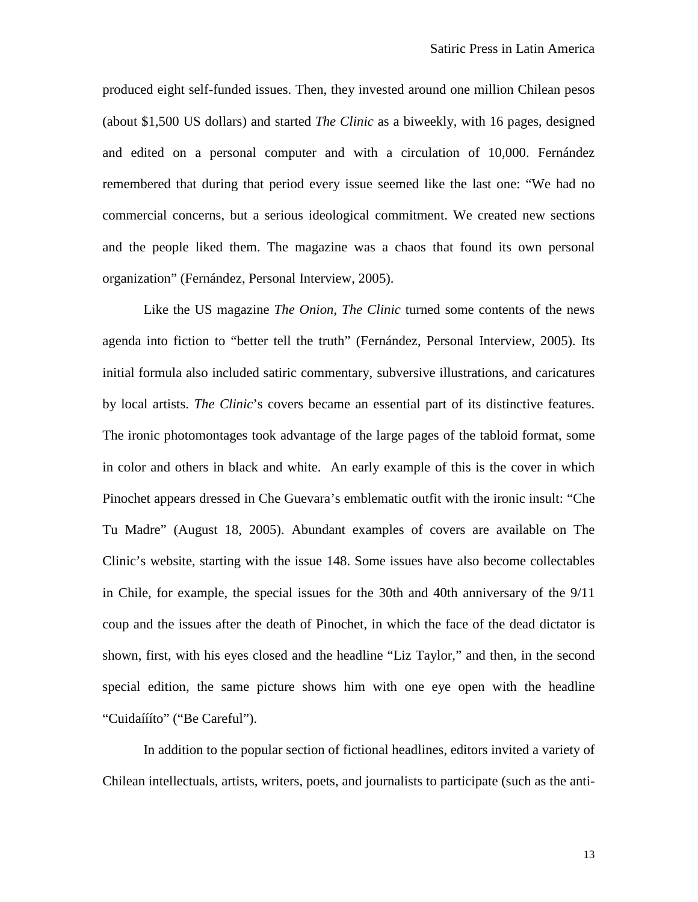produced eight self-funded issues. Then, they invested around one million Chilean pesos (about $1,500 US dollars) and started *The Clinic* as a biweekly, with 16 pages, designed and edited on a personal computer and with a circulation of 10,000. Fernández remembered that during that period every issue seemed like the last one: "We had no commercial concerns, but a serious ideological commitment. We created new sections and the people liked them. The magazine was a chaos that found its own personal organization" (Fernández, Personal Interview, 2005).

Like the US magazine *The Onion*, *The Clinic* turned some contents of the news agenda into fiction to "better tell the truth" (Fernández, Personal Interview, 2005). Its initial formula also included satiric commentary, subversive illustrations, and caricatures by local artists. *The Clinic*'s covers became an essential part of its distinctive features. The ironic photomontages took advantage of the large pages of the tabloid format, some in color and others in black and white. An early example of this is the cover in which Pinochet appears dressed in Che Guevara's emblematic outfit with the ironic insult: "Che Tu Madre" (August 18, 2005). Abundant examples of covers are available on The Clinic's website, starting with the issue 148. Some issues have also become collectables in Chile, for example, the special issues for the 30th and 40th anniversary of the 9/11 coup and the issues after the death of Pinochet, in which the face of the dead dictator is shown, first, with his eyes closed and the headline "Liz Taylor," and then, in the second special edition, the same picture shows him with one eye open with the headline "Cuidaííito" ("Be Careful").

In addition to the popular section of fictional headlines, editors invited a variety of Chilean intellectuals, artists, writers, poets, and journalists to participate (such as the anti-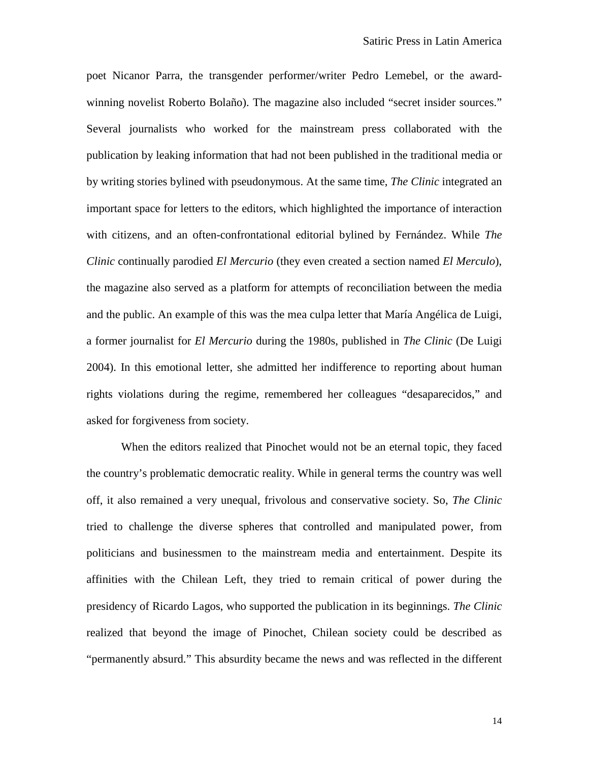poet Nicanor Parra, the transgender performer/writer Pedro Lemebel, or the award-winning novelist Roberto Bolaño). The magazine also included "secret insider sources." Several journalists who worked for the mainstream press collaborated with the publication by leaking information that had not been published in the traditional media or by writing stories bylined with pseudonymous. At the same time, *The Clinic* integrated an important space for letters to the editors, which highlighted the importance of interaction with citizens, and an often-confrontational editorial bylined by Fernández. While *The Clinic* continually parodied *El Mercurio* (they even created a section named *El Merculo*), the magazine also served as a platform for attempts of reconciliation between the media and the public. An example of this was the mea culpa letter that María Angélica de Luigi, a former journalist for *El Mercurio* during the 1980s, published in *The Clinic* (De Luigi 2004). In this emotional letter, she admitted her indifference to reporting about human rights violations during the regime, remembered her colleagues "desaparecidos," and asked for forgiveness from society.

When the editors realized that Pinochet would not be an eternal topic, they faced the country's problematic democratic reality. While in general terms the country was well off, it also remained a very unequal, frivolous and conservative society. So, *The Clinic* tried to challenge the diverse spheres that controlled and manipulated power, from politicians and businessmen to the mainstream media and entertainment. Despite its affinities with the Chilean Left, they tried to remain critical of power during the presidency of Ricardo Lagos, who supported the publication in its beginnings. *The Clinic* realized that beyond the image of Pinochet, Chilean society could be described as "permanently absurd." This absurdity became the news and was reflected in the different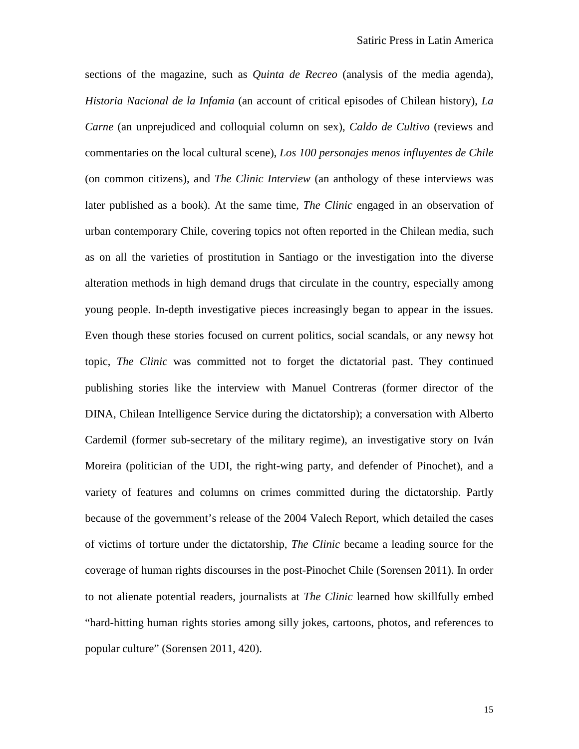sections of the magazine, such as *Quinta de Recreo* (analysis of the media agenda), *Historia Nacional de la Infamia* (an account of critical episodes of Chilean history), *La Carne* (an unprejudiced and colloquial column on sex), *Caldo de Cultivo* (reviews and commentaries on the local cultural scene), *Los 100 personajes menos influyentes de Chile* (on common citizens), and *The Clinic Interview* (an anthology of these interviews was later published as a book). At the same time, *The Clinic* engaged in an observation of urban contemporary Chile, covering topics not often reported in the Chilean media, such as on all the varieties of prostitution in Santiago or the investigation into the diverse alteration methods in high demand drugs that circulate in the country, especially among young people. In-depth investigative pieces increasingly began to appear in the issues. Even though these stories focused on current politics, social scandals, or any newsy hot topic, *The Clinic* was committed not to forget the dictatorial past. They continued publishing stories like the interview with Manuel Contreras (former director of the DINA, Chilean Intelligence Service during the dictatorship); a conversation with Alberto Cardemil (former sub-secretary of the military regime), an investigative story on Iván Moreira (politician of the UDI, the right-wing party, and defender of Pinochet), and a variety of features and columns on crimes committed during the dictatorship. Partly because of the government's release of the 2004 Valech Report, which detailed the cases of victims of torture under the dictatorship, *The Clinic* became a leading source for the coverage of human rights discourses in the post-Pinochet Chile (Sorensen 2011). In order to not alienate potential readers, journalists at *The Clinic* learned how skillfully embed "hard-hitting human rights stories among silly jokes, cartoons, photos, and references to popular culture" (Sorensen 2011, 420).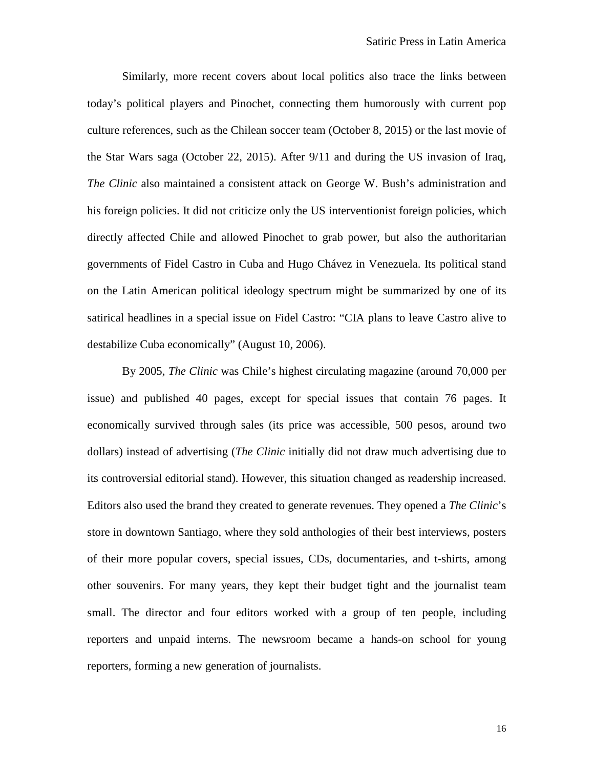Similarly, more recent covers about local politics also trace the links between today's political players and Pinochet, connecting them humorously with current pop culture references, such as the Chilean soccer team (October 8, 2015) or the last movie of the Star Wars saga (October 22, 2015). After 9/11 and during the US invasion of Iraq, *The Clinic* also maintained a consistent attack on George W. Bush's administration and his foreign policies. It did not criticize only the US interventionist foreign policies, which directly affected Chile and allowed Pinochet to grab power, but also the authoritarian governments of Fidel Castro in Cuba and Hugo Chávez in Venezuela. Its political stand on the Latin American political ideology spectrum might be summarized by one of its satirical headlines in a special issue on Fidel Castro: "CIA plans to leave Castro alive to destabilize Cuba economically" (August 10, 2006).

By 2005, *The Clinic* was Chile's highest circulating magazine (around 70,000 per issue) and published 40 pages, except for special issues that contain 76 pages. It economically survived through sales (its price was accessible, 500 pesos, around two dollars) instead of advertising (*The Clinic* initially did not draw much advertising due to its controversial editorial stand). However, this situation changed as readership increased. Editors also used the brand they created to generate revenues. They opened a *The Clinic*'s store in downtown Santiago, where they sold anthologies of their best interviews, posters of their more popular covers, special issues, CDs, documentaries, and t-shirts, among other souvenirs. For many years, they kept their budget tight and the journalist team small. The director and four editors worked with a group of ten people, including reporters and unpaid interns. The newsroom became a hands-on school for young reporters, forming a new generation of journalists.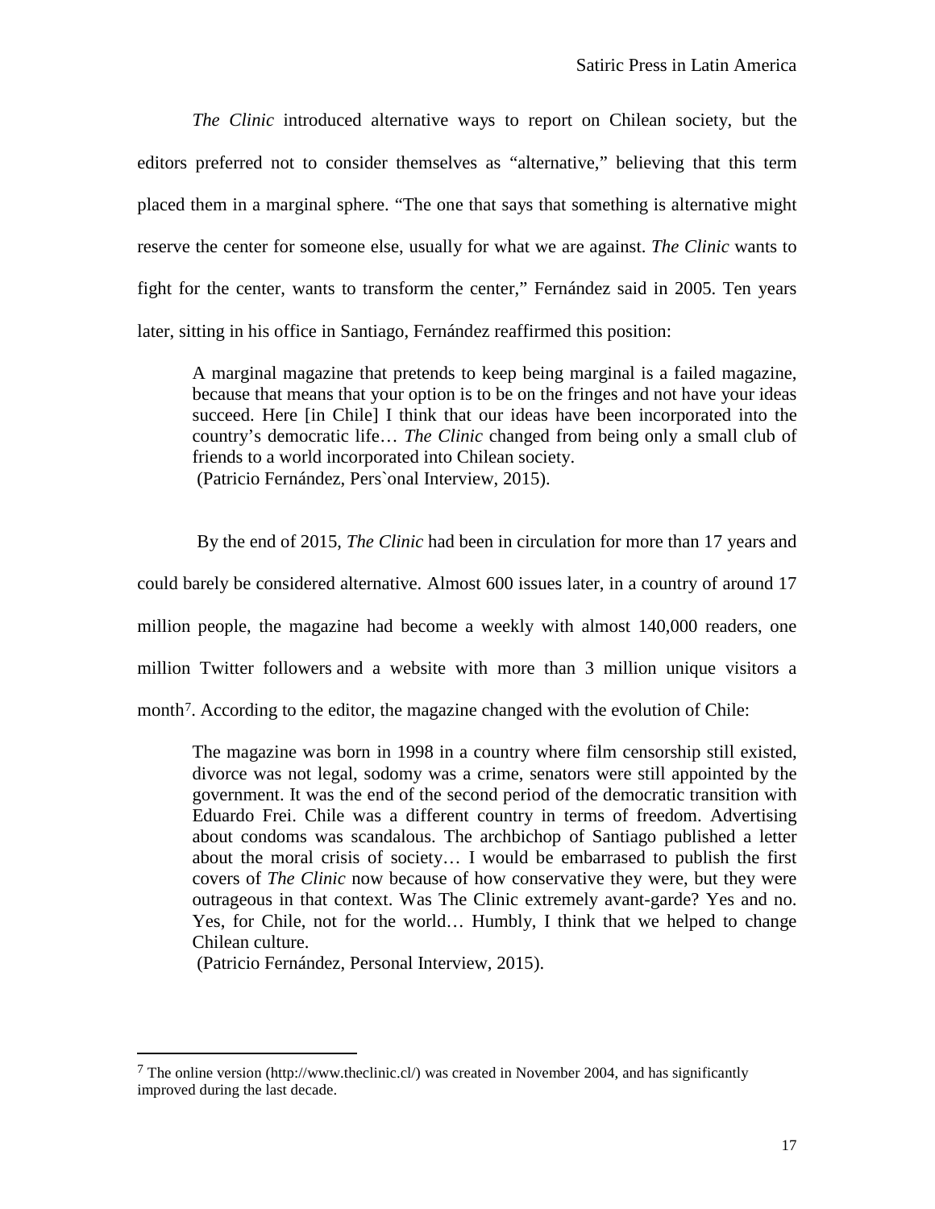*The Clinic* introduced alternative ways to report on Chilean society, but the editors preferred not to consider themselves as "alternative," believing that this term placed them in a marginal sphere. "The one that says that something is alternative might reserve the center for someone else, usually for what we are against. *The Clinic* wants to fight for the center, wants to transform the center," Fernández said in 2005. Ten years later, sitting in his office in Santiago, Fernández reaffirmed this position:

> A marginal magazine that pretends to keep being marginal is a failed magazine, because that means that your option is to be on the fringes and not have your ideas succeed. Here [in Chile] I think that our ideas have been incorporated into the country's democratic life… *The Clinic* changed from being only a small club of friends to a world incorporated into Chilean society.
> (Patricio Fernández, Pers`onal Interview, 2015).

By the end of 2015, *The Clinic* had been in circulation for more than 17 years and could barely be considered alternative. Almost 600 issues later, in a country of around 17 million people, the magazine had become a weekly with almost 140,000 readers, one million Twitter followers and a website with more than 3 million unique visitors a month[7]. According to the editor, the magazine changed with the evolution of Chile:

> The magazine was born in 1998 in a country where film censorship still existed, divorce was not legal, sodomy was a crime, senators were still appointed by the government. It was the end of the second period of the democratic transition with Eduardo Frei. Chile was a different country in terms of freedom. Advertising about condoms was scandalous. The archbichop of Santiago published a letter about the moral crisis of society… I would be embarrased to publish the first covers of *The Clinic* now because of how conservative they were, but they were outrageous in that context. Was The Clinic extremely avant-garde? Yes and no. Yes, for Chile, not for the world… Humbly, I think that we helped to change Chilean culture.
> (Patricio Fernández, Personal Interview, 2015).

---

[7] The online version (http://www.theclinic.cl/) was created in November 2004, and has significantly improved during the last decade.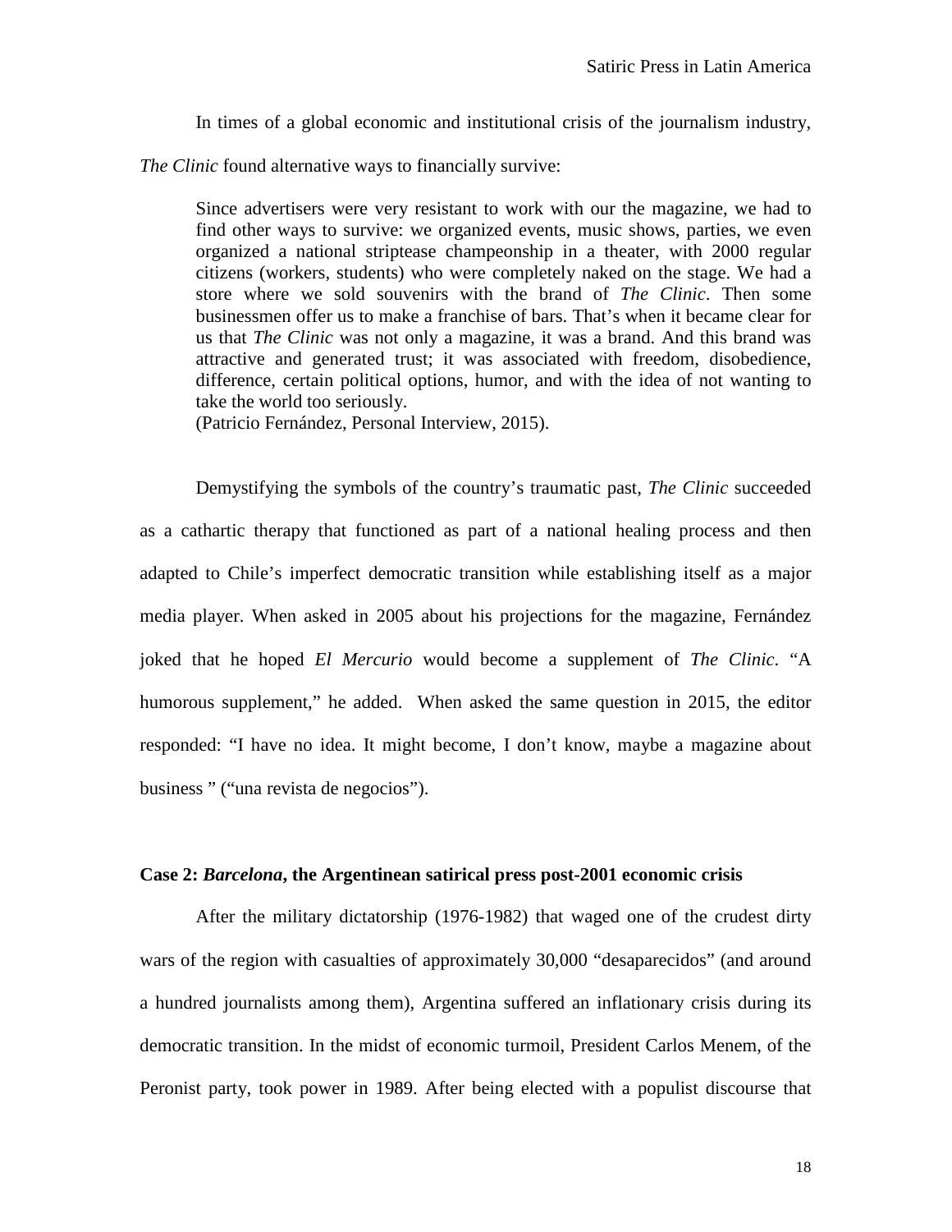In times of a global economic and institutional crisis of the journalism industry, *The Clinic* found alternative ways to financially survive:

> Since advertisers were very resistant to work with our the magazine, we had to find other ways to survive: we organized events, music shows, parties, we even organized a national striptease champeonship in a theater, with 2000 regular citizens (workers, students) who were completely naked on the stage. We had a store where we sold souvenirs with the brand of *The Clinic*. Then some businessmen offer us to make a franchise of bars. That's when it became clear for us that *The Clinic* was not only a magazine, it was a brand. And this brand was attractive and generated trust; it was associated with freedom, disobedience, difference, certain political options, humor, and with the idea of not wanting to take the world too seriously.
> (Patricio Fernández, Personal Interview, 2015).

Demystifying the symbols of the country's traumatic past, *The Clinic* succeeded as a cathartic therapy that functioned as part of a national healing process and then adapted to Chile's imperfect democratic transition while establishing itself as a major media player. When asked in 2005 about his projections for the magazine, Fernández joked that he hoped *El Mercurio* would become a supplement of *The Clinic*. "A humorous supplement," he added. When asked the same question in 2015, the editor responded: "I have no idea. It might become, I don't know, maybe a magazine about business " ("una revista de negocios").

### Case 2: *Barcelona*, the Argentinean satirical press post-2001 economic crisis

After the military dictatorship (1976-1982) that waged one of the crudest dirty wars of the region with casualties of approximately 30,000 "desaparecidos" (and around a hundred journalists among them), Argentina suffered an inflationary crisis during its democratic transition. In the midst of economic turmoil, President Carlos Menem, of the Peronist party, took power in 1989. After being elected with a populist discourse that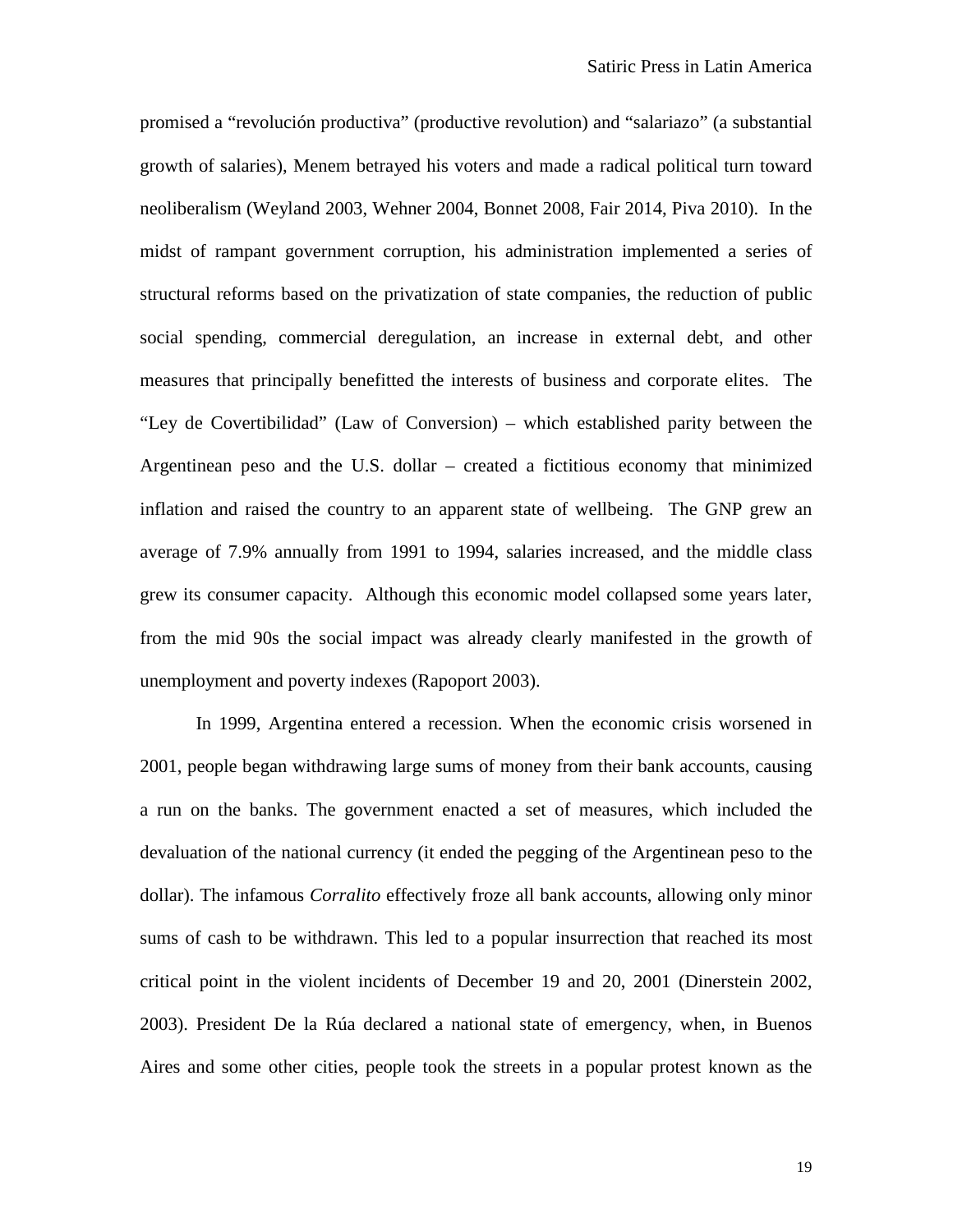promised a "revolución productiva" (productive revolution) and "salariazo" (a substantial growth of salaries), Menem betrayed his voters and made a radical political turn toward neoliberalism (Weyland 2003, Wehner 2004, Bonnet 2008, Fair 2014, Piva 2010). In the midst of rampant government corruption, his administration implemented a series of structural reforms based on the privatization of state companies, the reduction of public social spending, commercial deregulation, an increase in external debt, and other measures that principally benefitted the interests of business and corporate elites. The "Ley de Covertibilidad" (Law of Conversion) – which established parity between the Argentinean peso and the U.S. dollar – created a fictitious economy that minimized inflation and raised the country to an apparent state of wellbeing. The GNP grew an average of 7.9% annually from 1991 to 1994, salaries increased, and the middle class grew its consumer capacity. Although this economic model collapsed some years later, from the mid 90s the social impact was already clearly manifested in the growth of unemployment and poverty indexes (Rapoport 2003).

In 1999, Argentina entered a recession. When the economic crisis worsened in 2001, people began withdrawing large sums of money from their bank accounts, causing a run on the banks. The government enacted a set of measures, which included the devaluation of the national currency (it ended the pegging of the Argentinean peso to the dollar). The infamous *Corralito* effectively froze all bank accounts, allowing only minor sums of cash to be withdrawn. This led to a popular insurrection that reached its most critical point in the violent incidents of December 19 and 20, 2001 (Dinerstein 2002, 2003). President De la Rúa declared a national state of emergency, when, in Buenos Aires and some other cities, people took the streets in a popular protest known as the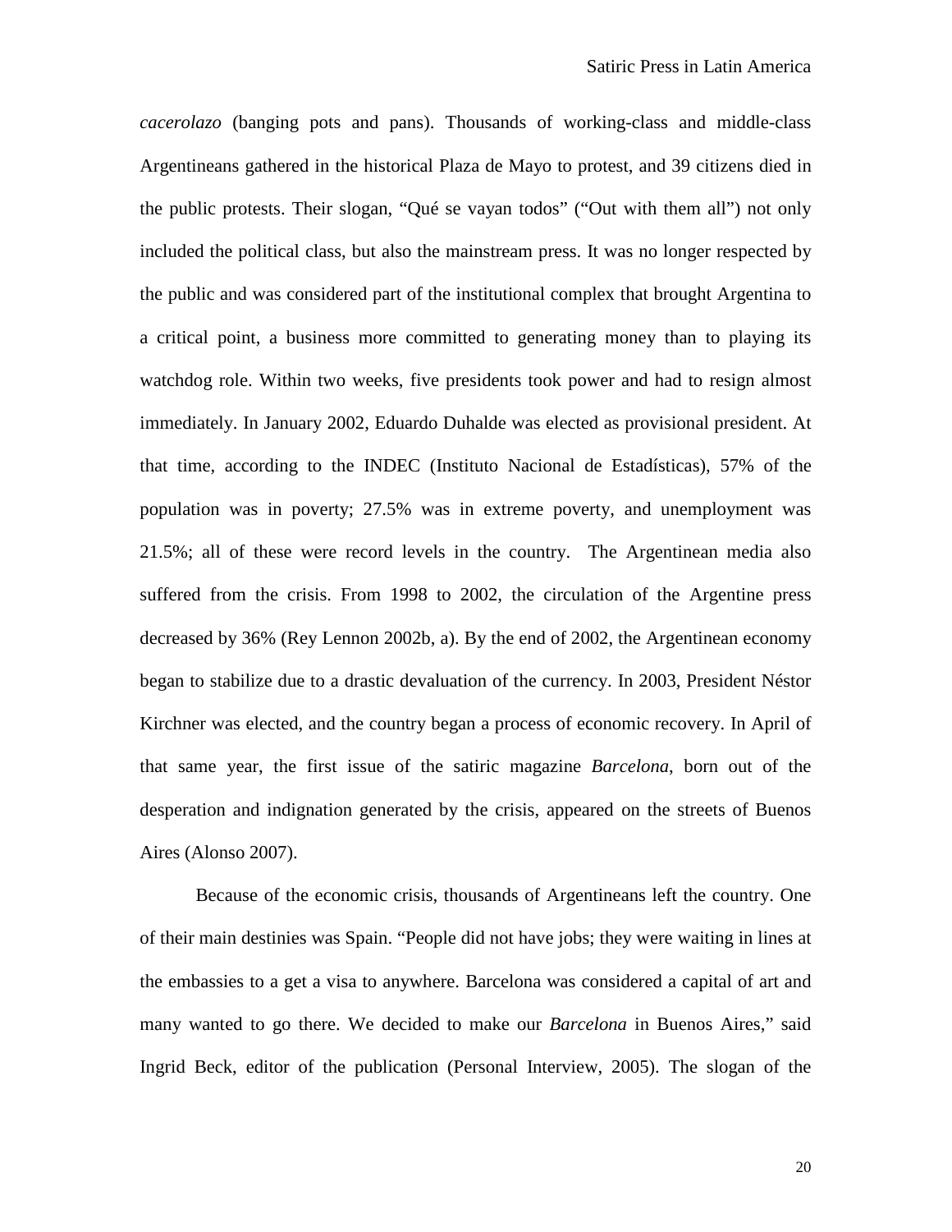*cacerolazo* (banging pots and pans). Thousands of working-class and middle-class Argentineans gathered in the historical Plaza de Mayo to protest, and 39 citizens died in the public protests. Their slogan, "Qué se vayan todos" ("Out with them all") not only included the political class, but also the mainstream press. It was no longer respected by the public and was considered part of the institutional complex that brought Argentina to a critical point, a business more committed to generating money than to playing its watchdog role. Within two weeks, five presidents took power and had to resign almost immediately. In January 2002, Eduardo Duhalde was elected as provisional president. At that time, according to the INDEC (Instituto Nacional de Estadísticas), 57% of the population was in poverty; 27.5% was in extreme poverty, and unemployment was 21.5%; all of these were record levels in the country. The Argentinean media also suffered from the crisis. From 1998 to 2002, the circulation of the Argentine press decreased by 36% (Rey Lennon 2002b, a). By the end of 2002, the Argentinean economy began to stabilize due to a drastic devaluation of the currency. In 2003, President Néstor Kirchner was elected, and the country began a process of economic recovery. In April of that same year, the first issue of the satiric magazine *Barcelona*, born out of the desperation and indignation generated by the crisis, appeared on the streets of Buenos Aires (Alonso 2007).

Because of the economic crisis, thousands of Argentineans left the country. One of their main destinies was Spain. "People did not have jobs; they were waiting in lines at the embassies to a get a visa to anywhere. Barcelona was considered a capital of art and many wanted to go there. We decided to make our *Barcelona* in Buenos Aires," said Ingrid Beck, editor of the publication (Personal Interview, 2005). The slogan of the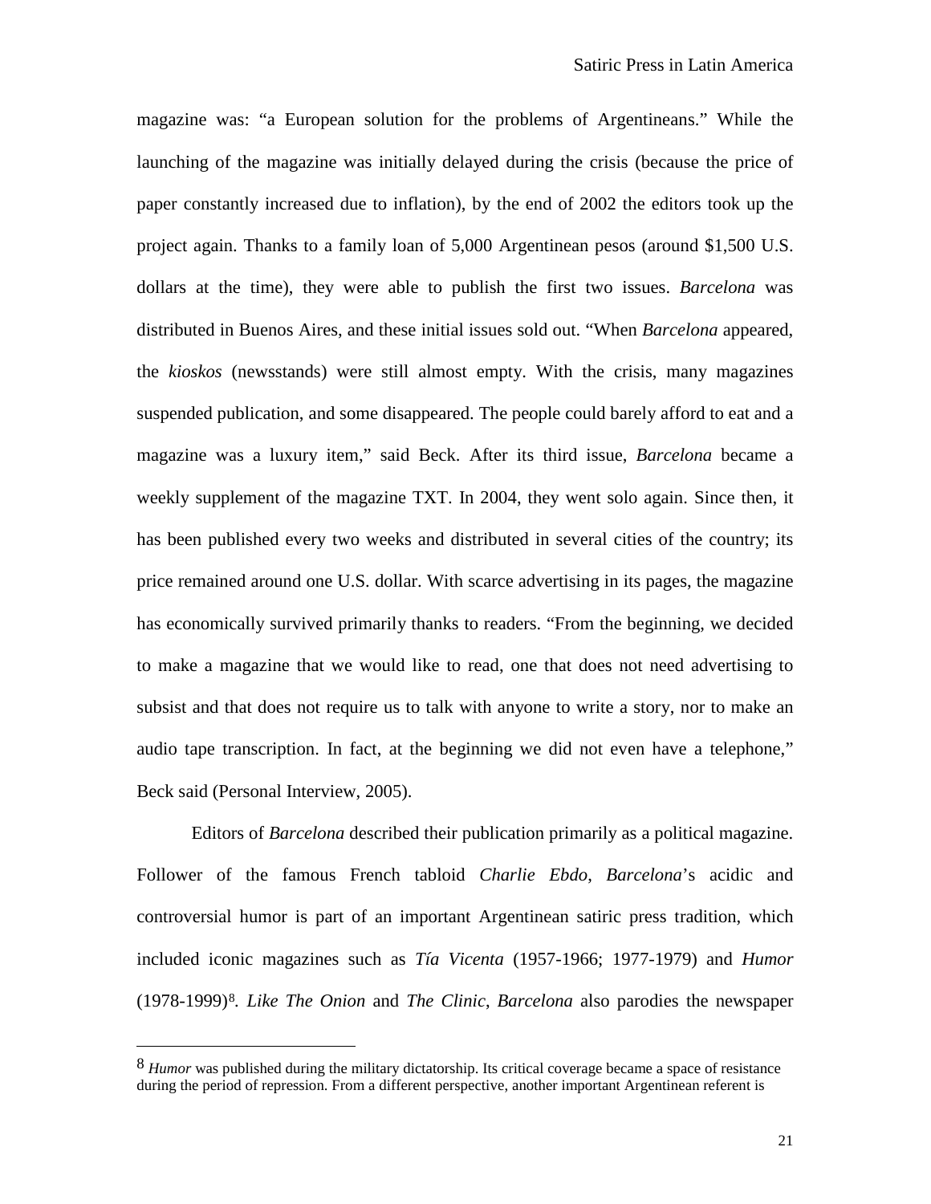magazine was: "a European solution for the problems of Argentineans." While the launching of the magazine was initially delayed during the crisis (because the price of paper constantly increased due to inflation), by the end of 2002 the editors took up the project again. Thanks to a family loan of 5,000 Argentinean pesos (around $1,500 U.S. dollars at the time), they were able to publish the first two issues. *Barcelona* was distributed in Buenos Aires, and these initial issues sold out. "When *Barcelona* appeared, the *kioskos* (newsstands) were still almost empty. With the crisis, many magazines suspended publication, and some disappeared. The people could barely afford to eat and a magazine was a luxury item," said Beck. After its third issue, *Barcelona* became a weekly supplement of the magazine TXT. In 2004, they went solo again. Since then, it has been published every two weeks and distributed in several cities of the country; its price remained around one U.S. dollar. With scarce advertising in its pages, the magazine has economically survived primarily thanks to readers. "From the beginning, we decided to make a magazine that we would like to read, one that does not need advertising to subsist and that does not require us to talk with anyone to write a story, nor to make an audio tape transcription. In fact, at the beginning we did not even have a telephone," Beck said (Personal Interview, 2005).

Editors of *Barcelona* described their publication primarily as a political magazine. Follower of the famous French tabloid *Charlie Ebdo*, *Barcelona*'s acidic and controversial humor is part of an important Argentinean satiric press tradition, which included iconic magazines such as *Tía Vicenta* (1957-1966; 1977-1979) and *Humor* (1978-1999)[8]. *Like The Onion* and *The Clinic*, *Barcelona* also parodies the newspaper

---

[8] *Humor* was published during the military dictatorship. Its critical coverage became a space of resistance during the period of repression. From a different perspective, another important Argentinean referent is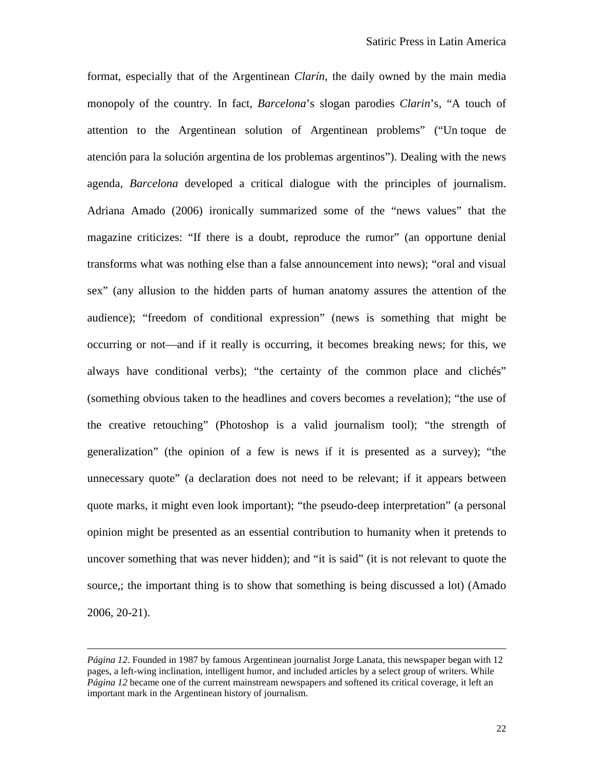format, especially that of the Argentinean *Clarín*, the daily owned by the main media monopoly of the country. In fact, *Barcelona*'s slogan parodies *Clarin*'s, "A touch of attention to the Argentinean solution of Argentinean problems" ("Un toque de atención para la solución argentina de los problemas argentinos"). Dealing with the news agenda, *Barcelona* developed a critical dialogue with the principles of journalism. Adriana Amado (2006) ironically summarized some of the "news values" that the magazine criticizes: "If there is a doubt, reproduce the rumor" (an opportune denial transforms what was nothing else than a false announcement into news); "oral and visual sex" (any allusion to the hidden parts of human anatomy assures the attention of the audience); "freedom of conditional expression" (news is something that might be occurring or not—and if it really is occurring, it becomes breaking news; for this, we always have conditional verbs); "the certainty of the common place and clichés" (something obvious taken to the headlines and covers becomes a revelation); "the use of the creative retouching" (Photoshop is a valid journalism tool); "the strength of generalization" (the opinion of a few is news if it is presented as a survey); "the unnecessary quote" (a declaration does not need to be relevant; if it appears between quote marks, it might even look important); "the pseudo-deep interpretation" (a personal opinion might be presented as an essential contribution to humanity when it pretends to uncover something that was never hidden); and "it is said" (it is not relevant to quote the source,; the important thing is to show that something is being discussed a lot) (Amado 2006, 20-21).

---

*Página 12*. Founded in 1987 by famous Argentinean journalist Jorge Lanata, this newspaper began with 12 pages, a left-wing inclination, intelligent humor, and included articles by a select group of writers. While *Página 12* became one of the current mainstream newspapers and softened its critical coverage, it left an important mark in the Argentinean history of journalism.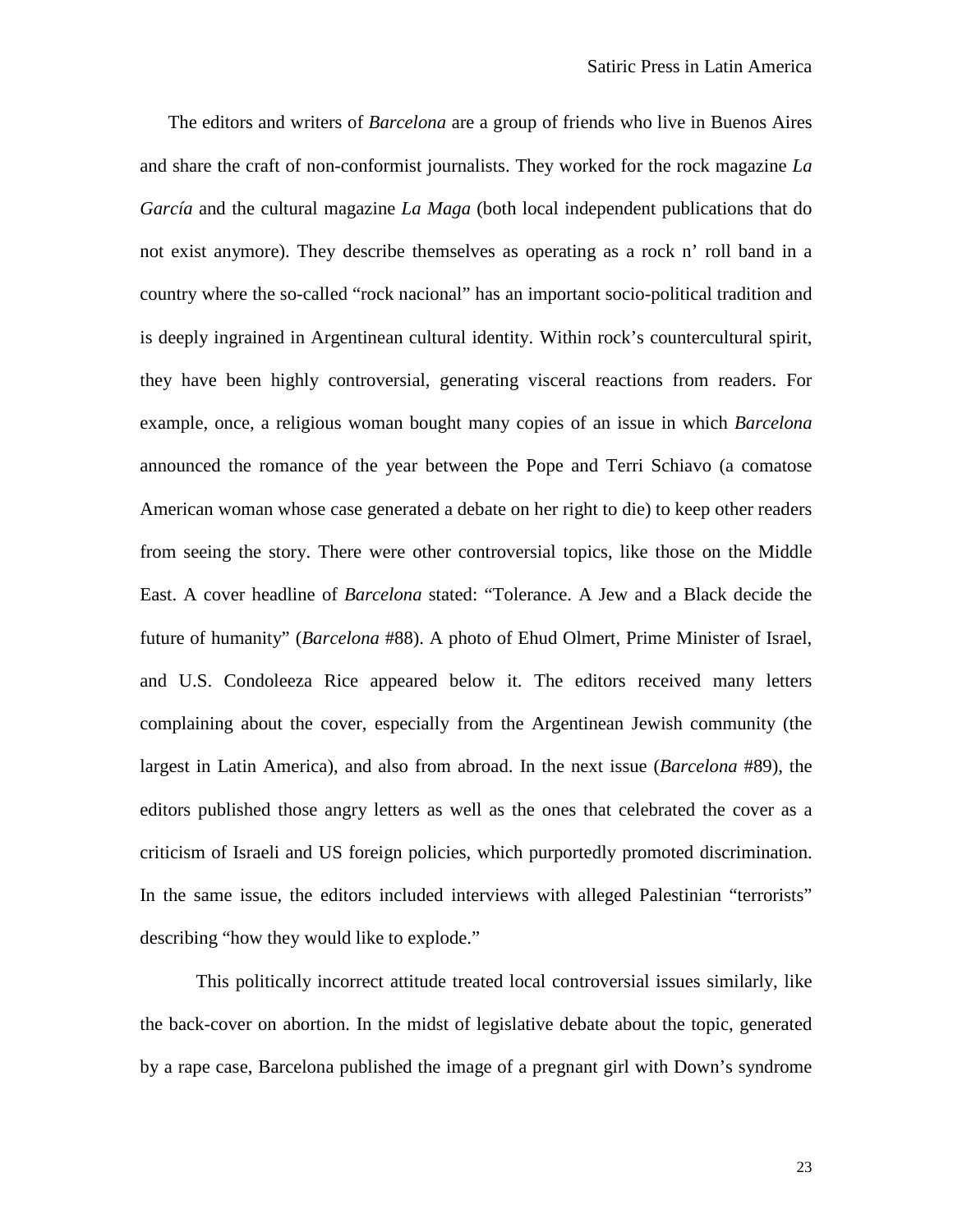The editors and writers of *Barcelona* are a group of friends who live in Buenos Aires and share the craft of non-conformist journalists. They worked for the rock magazine *La García* and the cultural magazine *La Maga* (both local independent publications that do not exist anymore). They describe themselves as operating as a rock n' roll band in a country where the so-called "rock nacional" has an important socio-political tradition and is deeply ingrained in Argentinean cultural identity. Within rock's countercultural spirit, they have been highly controversial, generating visceral reactions from readers. For example, once, a religious woman bought many copies of an issue in which *Barcelona* announced the romance of the year between the Pope and Terri Schiavo (a comatose American woman whose case generated a debate on her right to die) to keep other readers from seeing the story. There were other controversial topics, like those on the Middle East. A cover headline of *Barcelona* stated: "Tolerance. A Jew and a Black decide the future of humanity" (*Barcelona* #88). A photo of Ehud Olmert, Prime Minister of Israel, and U.S. Condoleeza Rice appeared below it. The editors received many letters complaining about the cover, especially from the Argentinean Jewish community (the largest in Latin America), and also from abroad. In the next issue (*Barcelona* #89), the editors published those angry letters as well as the ones that celebrated the cover as a criticism of Israeli and US foreign policies, which purportedly promoted discrimination. In the same issue, the editors included interviews with alleged Palestinian "terrorists" describing "how they would like to explode."

This politically incorrect attitude treated local controversial issues similarly, like the back-cover on abortion. In the midst of legislative debate about the topic, generated by a rape case, Barcelona published the image of a pregnant girl with Down's syndrome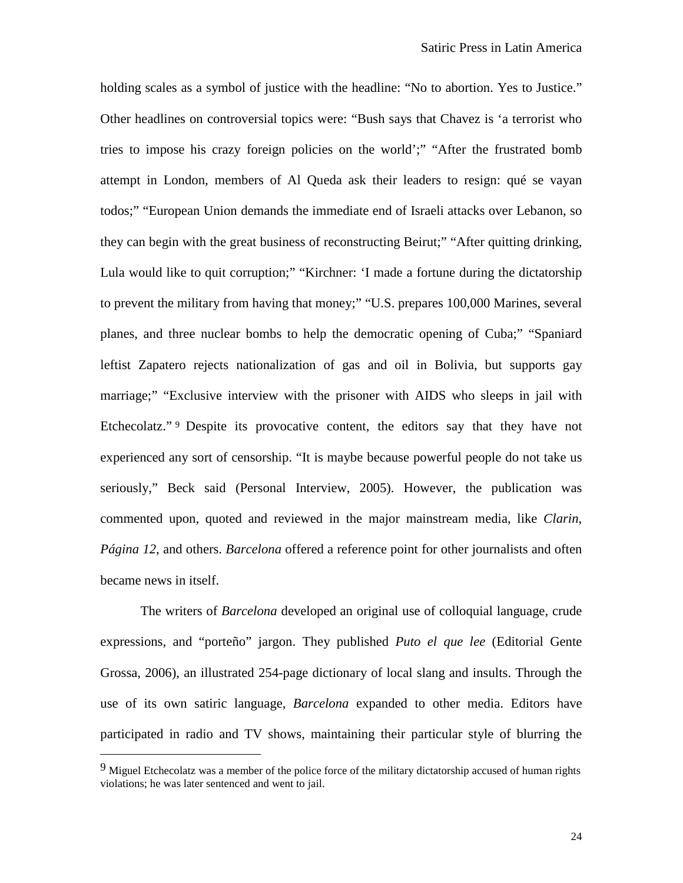holding scales as a symbol of justice with the headline: "No to abortion. Yes to Justice." Other headlines on controversial topics were: "Bush says that Chavez is 'a terrorist who tries to impose his crazy foreign policies on the world';" "After the frustrated bomb attempt in London, members of Al Queda ask their leaders to resign: qué se vayan todos;" "European Union demands the immediate end of Israeli attacks over Lebanon, so they can begin with the great business of reconstructing Beirut;" "After quitting drinking, Lula would like to quit corruption;" "Kirchner: 'I made a fortune during the dictatorship to prevent the military from having that money;" "U.S. prepares 100,000 Marines, several planes, and three nuclear bombs to help the democratic opening of Cuba;" "Spaniard leftist Zapatero rejects nationalization of gas and oil in Bolivia, but supports gay marriage;" "Exclusive interview with the prisoner with AIDS who sleeps in jail with Etchecolatz." [9] Despite its provocative content, the editors say that they have not experienced any sort of censorship. "It is maybe because powerful people do not take us seriously," Beck said (Personal Interview, 2005). However, the publication was commented upon, quoted and reviewed in the major mainstream media, like *Clarin*, *Página 12*, and others. *Barcelona* offered a reference point for other journalists and often became news in itself.

The writers of *Barcelona* developed an original use of colloquial language, crude expressions, and "porteño" jargon. They published *Puto el que lee* (Editorial Gente Grossa, 2006), an illustrated 254-page dictionary of local slang and insults. Through the use of its own satiric language, *Barcelona* expanded to other media. Editors have participated in radio and TV shows, maintaining their particular style of blurring the

---

[9] Miguel Etchecolatz was a member of the police force of the military dictatorship accused of human rights violations; he was later sentenced and went to jail.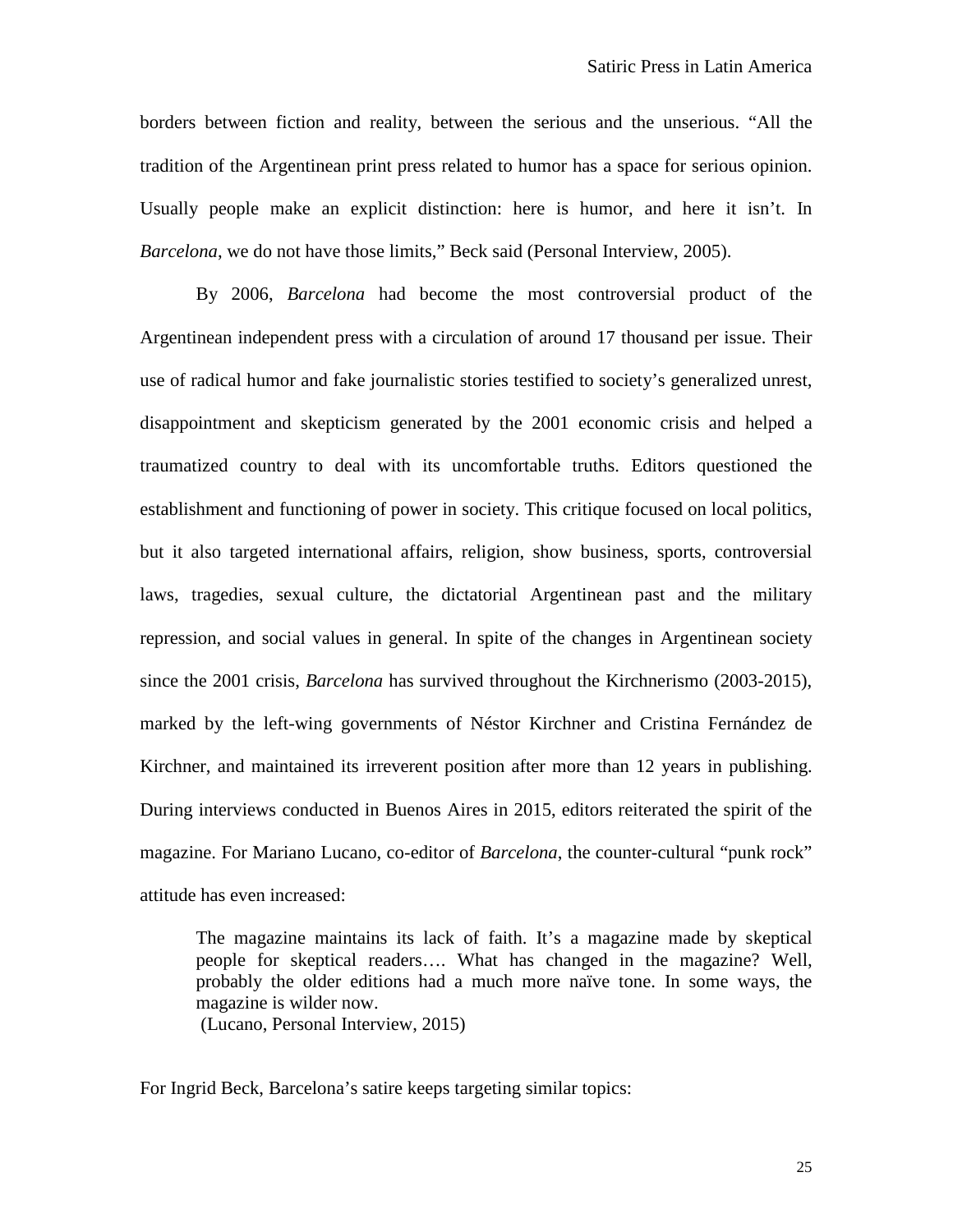borders between fiction and reality, between the serious and the unserious. "All the tradition of the Argentinean print press related to humor has a space for serious opinion. Usually people make an explicit distinction: here is humor, and here it isn't. In *Barcelona*, we do not have those limits," Beck said (Personal Interview, 2005).

By 2006, *Barcelona* had become the most controversial product of the Argentinean independent press with a circulation of around 17 thousand per issue. Their use of radical humor and fake journalistic stories testified to society's generalized unrest, disappointment and skepticism generated by the 2001 economic crisis and helped a traumatized country to deal with its uncomfortable truths. Editors questioned the establishment and functioning of power in society. This critique focused on local politics, but it also targeted international affairs, religion, show business, sports, controversial laws, tragedies, sexual culture, the dictatorial Argentinean past and the military repression, and social values in general. In spite of the changes in Argentinean society since the 2001 crisis, *Barcelona* has survived throughout the Kirchnerismo (2003-2015), marked by the left-wing governments of Néstor Kirchner and Cristina Fernández de Kirchner, and maintained its irreverent position after more than 12 years in publishing. During interviews conducted in Buenos Aires in 2015, editors reiterated the spirit of the magazine. For Mariano Lucano, co-editor of *Barcelona*, the counter-cultural "punk rock" attitude has even increased:

> The magazine maintains its lack of faith. It's a magazine made by skeptical people for skeptical readers…. What has changed in the magazine? Well, probably the older editions had a much more naïve tone. In some ways, the magazine is wilder now.
> (Lucano, Personal Interview, 2015)

For Ingrid Beck, Barcelona's satire keeps targeting similar topics: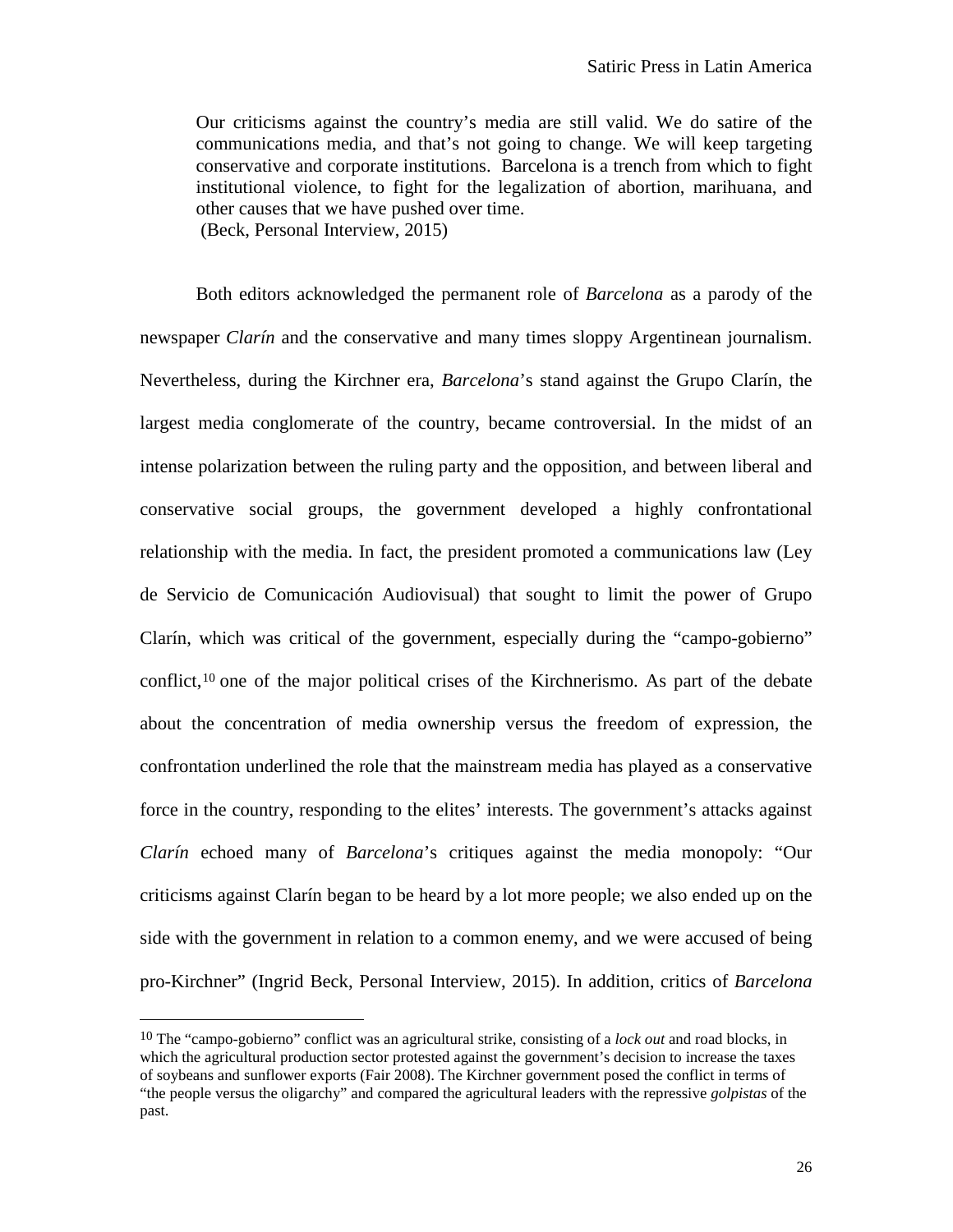> Our criticisms against the country's media are still valid. We do satire of the communications media, and that's not going to change. We will keep targeting conservative and corporate institutions. Barcelona is a trench from which to fight institutional violence, to fight for the legalization of abortion, marihuana, and other causes that we have pushed over time.
> (Beck, Personal Interview, 2015)

Both editors acknowledged the permanent role of *Barcelona* as a parody of the newspaper *Clarín* and the conservative and many times sloppy Argentinean journalism. Nevertheless, during the Kirchner era, *Barcelona*'s stand against the Grupo Clarín, the largest media conglomerate of the country, became controversial. In the midst of an intense polarization between the ruling party and the opposition, and between liberal and conservative social groups, the government developed a highly confrontational relationship with the media. In fact, the president promoted a communications law (Ley de Servicio de Comunicación Audiovisual) that sought to limit the power of Grupo Clarín, which was critical of the government, especially during the "campo-gobierno" conflict,[10] one of the major political crises of the Kirchnerismo. As part of the debate about the concentration of media ownership versus the freedom of expression, the confrontation underlined the role that the mainstream media has played as a conservative force in the country, responding to the elites' interests. The government's attacks against *Clarín* echoed many of *Barcelona*'s critiques against the media monopoly: "Our criticisms against Clarín began to be heard by a lot more people; we also ended up on the side with the government in relation to a common enemy, and we were accused of being pro-Kirchner" (Ingrid Beck, Personal Interview, 2015). In addition, critics of *Barcelona*

[10] The "campo-gobierno" conflict was an agricultural strike, consisting of a *lock out* and road blocks, in which the agricultural production sector protested against the government's decision to increase the taxes of soybeans and sunflower exports (Fair 2008). The Kirchner government posed the conflict in terms of "the people versus the oligarchy" and compared the agricultural leaders with the repressive *golpistas* of the past.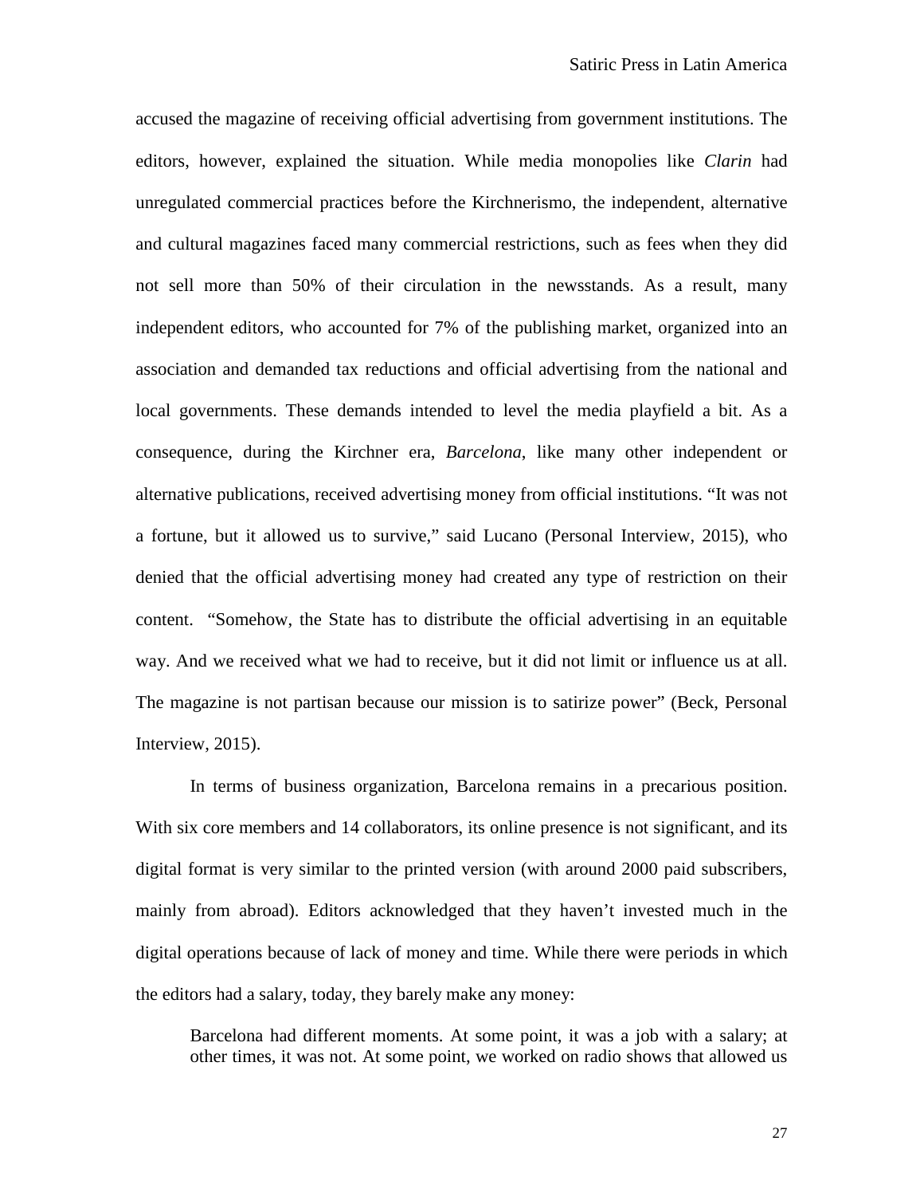accused the magazine of receiving official advertising from government institutions. The editors, however, explained the situation. While media monopolies like *Clarin* had unregulated commercial practices before the Kirchnerismo, the independent, alternative and cultural magazines faced many commercial restrictions, such as fees when they did not sell more than 50% of their circulation in the newsstands. As a result, many independent editors, who accounted for 7% of the publishing market, organized into an association and demanded tax reductions and official advertising from the national and local governments. These demands intended to level the media playfield a bit. As a consequence, during the Kirchner era, *Barcelona*, like many other independent or alternative publications, received advertising money from official institutions. "It was not a fortune, but it allowed us to survive," said Lucano (Personal Interview, 2015), who denied that the official advertising money had created any type of restriction on their content. "Somehow, the State has to distribute the official advertising in an equitable way. And we received what we had to receive, but it did not limit or influence us at all. The magazine is not partisan because our mission is to satirize power" (Beck, Personal Interview, 2015).

In terms of business organization, Barcelona remains in a precarious position. With six core members and 14 collaborators, its online presence is not significant, and its digital format is very similar to the printed version (with around 2000 paid subscribers, mainly from abroad). Editors acknowledged that they haven't invested much in the digital operations because of lack of money and time. While there were periods in which the editors had a salary, today, they barely make any money:

> Barcelona had different moments. At some point, it was a job with a salary; at other times, it was not. At some point, we worked on radio shows that allowed us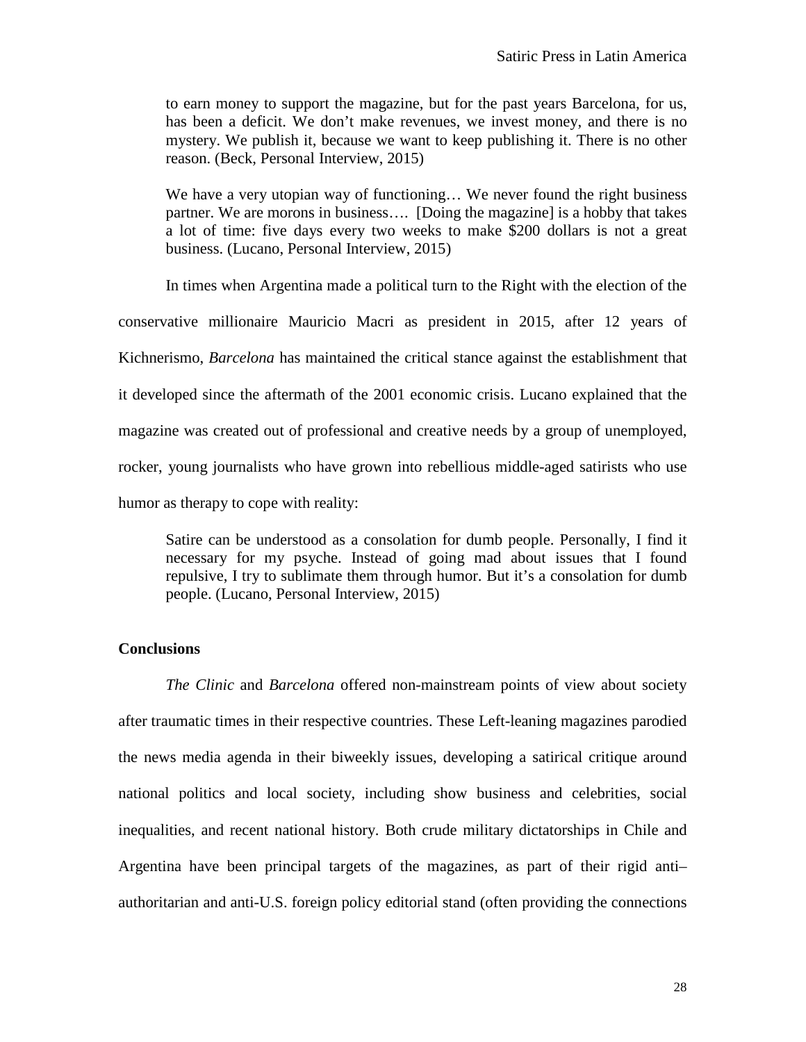> to earn money to support the magazine, but for the past years Barcelona, for us, has been a deficit. We don't make revenues, we invest money, and there is no mystery. We publish it, because we want to keep publishing it. There is no other reason. (Beck, Personal Interview, 2015)

> We have a very utopian way of functioning… We never found the right business partner. We are morons in business…. [Doing the magazine] is a hobby that takes a lot of time: five days every two weeks to make $200 dollars is not a great business. (Lucano, Personal Interview, 2015)

In times when Argentina made a political turn to the Right with the election of the conservative millionaire Mauricio Macri as president in 2015, after 12 years of Kichnerismo, *Barcelona* has maintained the critical stance against the establishment that it developed since the aftermath of the 2001 economic crisis. Lucano explained that the magazine was created out of professional and creative needs by a group of unemployed, rocker, young journalists who have grown into rebellious middle-aged satirists who use humor as therapy to cope with reality:

> Satire can be understood as a consolation for dumb people. Personally, I find it necessary for my psyche. Instead of going mad about issues that I found repulsive, I try to sublimate them through humor. But it's a consolation for dumb people. (Lucano, Personal Interview, 2015)

**Conclusions**

*The Clinic* and *Barcelona* offered non-mainstream points of view about society after traumatic times in their respective countries. These Left-leaning magazines parodied the news media agenda in their biweekly issues, developing a satirical critique around national politics and local society, including show business and celebrities, social inequalities, and recent national history. Both crude military dictatorships in Chile and Argentina have been principal targets of the magazines, as part of their rigid anti–authoritarian and anti-U.S. foreign policy editorial stand (often providing the connections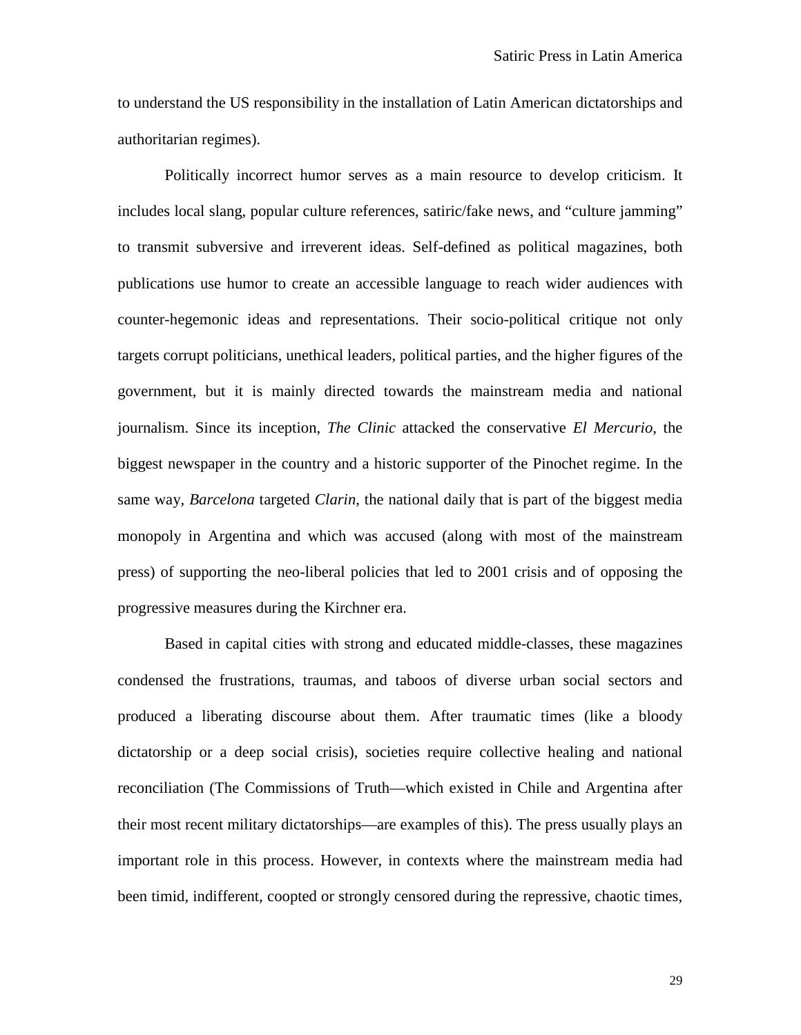to understand the US responsibility in the installation of Latin American dictatorships and authoritarian regimes).

Politically incorrect humor serves as a main resource to develop criticism. It includes local slang, popular culture references, satiric/fake news, and "culture jamming" to transmit subversive and irreverent ideas. Self-defined as political magazines, both publications use humor to create an accessible language to reach wider audiences with counter-hegemonic ideas and representations. Their socio-political critique not only targets corrupt politicians, unethical leaders, political parties, and the higher figures of the government, but it is mainly directed towards the mainstream media and national journalism. Since its inception, *The Clinic* attacked the conservative *El Mercurio*, the biggest newspaper in the country and a historic supporter of the Pinochet regime. In the same way, *Barcelona* targeted *Clarin*, the national daily that is part of the biggest media monopoly in Argentina and which was accused (along with most of the mainstream press) of supporting the neo-liberal policies that led to 2001 crisis and of opposing the progressive measures during the Kirchner era.

Based in capital cities with strong and educated middle-classes, these magazines condensed the frustrations, traumas, and taboos of diverse urban social sectors and produced a liberating discourse about them. After traumatic times (like a bloody dictatorship or a deep social crisis), societies require collective healing and national reconciliation (The Commissions of Truth—which existed in Chile and Argentina after their most recent military dictatorships—are examples of this). The press usually plays an important role in this process. However, in contexts where the mainstream media had been timid, indifferent, coopted or strongly censored during the repressive, chaotic times,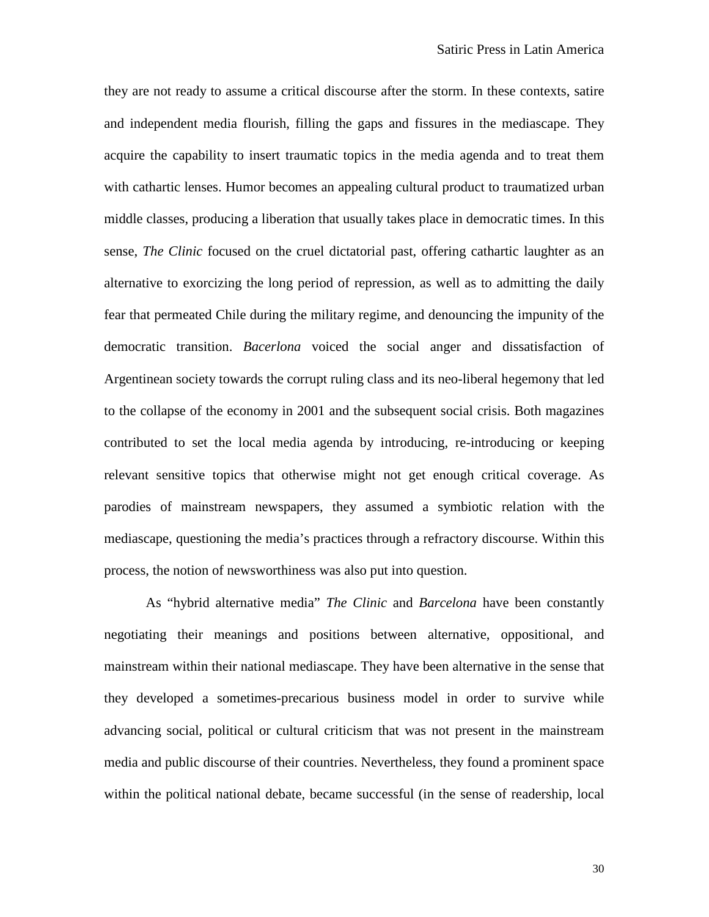they are not ready to assume a critical discourse after the storm. In these contexts, satire and independent media flourish, filling the gaps and fissures in the mediascape. They acquire the capability to insert traumatic topics in the media agenda and to treat them with cathartic lenses. Humor becomes an appealing cultural product to traumatized urban middle classes, producing a liberation that usually takes place in democratic times. In this sense, *The Clinic* focused on the cruel dictatorial past, offering cathartic laughter as an alternative to exorcizing the long period of repression, as well as to admitting the daily fear that permeated Chile during the military regime, and denouncing the impunity of the democratic transition. *Bacerlona* voiced the social anger and dissatisfaction of Argentinean society towards the corrupt ruling class and its neo-liberal hegemony that led to the collapse of the economy in 2001 and the subsequent social crisis. Both magazines contributed to set the local media agenda by introducing, re-introducing or keeping relevant sensitive topics that otherwise might not get enough critical coverage. As parodies of mainstream newspapers, they assumed a symbiotic relation with the mediascape, questioning the media's practices through a refractory discourse. Within this process, the notion of newsworthiness was also put into question.

As "hybrid alternative media" *The Clinic* and *Barcelona* have been constantly negotiating their meanings and positions between alternative, oppositional, and mainstream within their national mediascape. They have been alternative in the sense that they developed a sometimes-precarious business model in order to survive while advancing social, political or cultural criticism that was not present in the mainstream media and public discourse of their countries. Nevertheless, they found a prominent space within the political national debate, became successful (in the sense of readership, local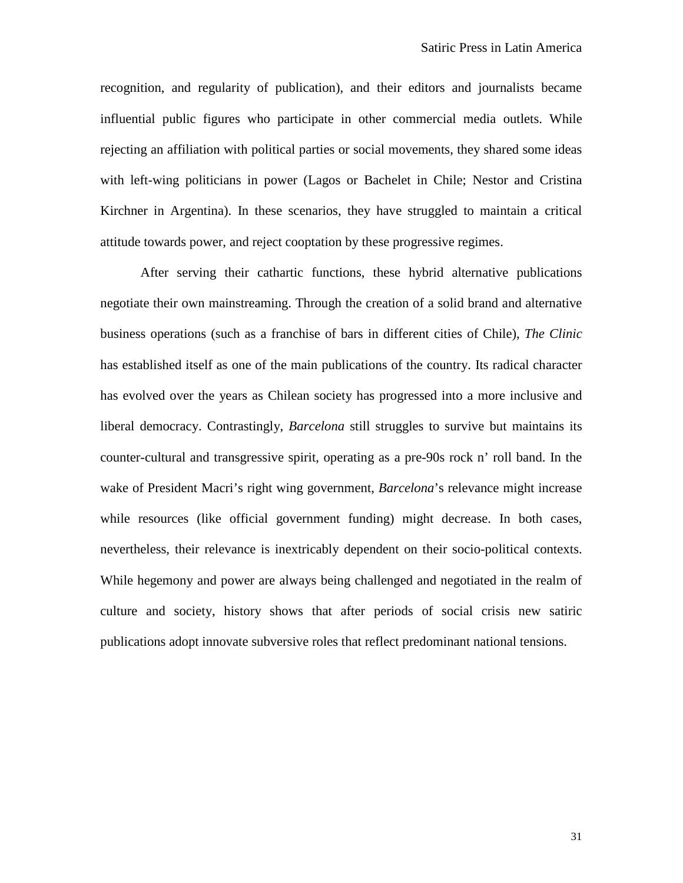recognition, and regularity of publication), and their editors and journalists became influential public figures who participate in other commercial media outlets. While rejecting an affiliation with political parties or social movements, they shared some ideas with left-wing politicians in power (Lagos or Bachelet in Chile; Nestor and Cristina Kirchner in Argentina). In these scenarios, they have struggled to maintain a critical attitude towards power, and reject cooptation by these progressive regimes.

After serving their cathartic functions, these hybrid alternative publications negotiate their own mainstreaming. Through the creation of a solid brand and alternative business operations (such as a franchise of bars in different cities of Chile), *The Clinic* has established itself as one of the main publications of the country. Its radical character has evolved over the years as Chilean society has progressed into a more inclusive and liberal democracy. Contrastingly, *Barcelona* still struggles to survive but maintains its counter-cultural and transgressive spirit, operating as a pre-90s rock n' roll band. In the wake of President Macri's right wing government, *Barcelona*'s relevance might increase while resources (like official government funding) might decrease. In both cases, nevertheless, their relevance is inextricably dependent on their socio-political contexts. While hegemony and power are always being challenged and negotiated in the realm of culture and society, history shows that after periods of social crisis new satiric publications adopt innovate subversive roles that reflect predominant national tensions.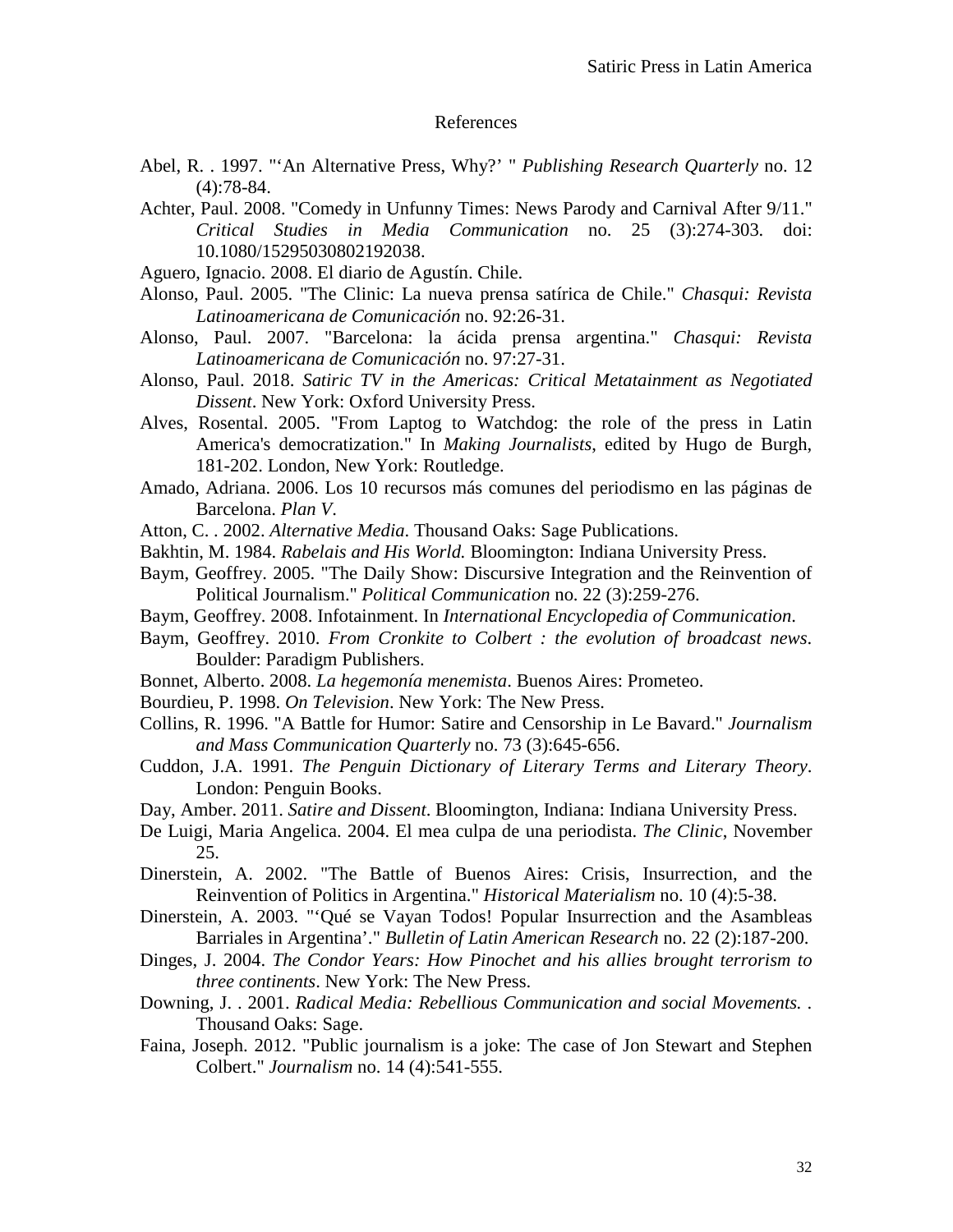# References

Abel, R. . 1997. "'An Alternative Press, Why?' " *Publishing Research Quarterly* no. 12 (4):78-84.

Achter, Paul. 2008. "Comedy in Unfunny Times: News Parody and Carnival After 9/11." *Critical Studies in Media Communication* no. 25 (3):274-303. doi: 10.1080/15295030802192038.

Aguero, Ignacio. 2008. El diario de Agustín. Chile.

Alonso, Paul. 2005. "The Clinic: La nueva prensa satírica de Chile." *Chasqui: Revista Latinoamericana de Comunicación* no. 92:26-31.

Alonso, Paul. 2007. "Barcelona: la ácida prensa argentina." *Chasqui: Revista Latinoamericana de Comunicación* no. 97:27-31.

Alonso, Paul. 2018. *Satiric TV in the Americas: Critical Metatainment as Negotiated Dissent*. New York: Oxford University Press.

Alves, Rosental. 2005. "From Laptog to Watchdog: the role of the press in Latin America's democratization." In *Making Journalists*, edited by Hugo de Burgh, 181-202. London, New York: Routledge.

Amado, Adriana. 2006. Los 10 recursos más comunes del periodismo en las páginas de Barcelona. *Plan V*.

Atton, C. . 2002. *Alternative Media*. Thousand Oaks: Sage Publications.

Bakhtin, M. 1984. *Rabelais and His World.* Bloomington: Indiana University Press.

Baym, Geoffrey. 2005. "The Daily Show: Discursive Integration and the Reinvention of Political Journalism." *Political Communication* no. 22 (3):259-276.

Baym, Geoffrey. 2008. Infotainment. In *International Encyclopedia of Communication*.

Baym, Geoffrey. 2010. *From Cronkite to Colbert : the evolution of broadcast news*. Boulder: Paradigm Publishers.

Bonnet, Alberto. 2008. *La hegemonía menemista*. Buenos Aires: Prometeo.

Bourdieu, P. 1998. *On Television*. New York: The New Press.

Collins, R. 1996. "A Battle for Humor: Satire and Censorship in Le Bavard." *Journalism and Mass Communication Quarterly* no. 73 (3):645-656.

Cuddon, J.A. 1991. *The Penguin Dictionary of Literary Terms and Literary Theory*. London: Penguin Books.

Day, Amber. 2011. *Satire and Dissent*. Bloomington, Indiana: Indiana University Press.

De Luigi, Maria Angelica. 2004. El mea culpa de una periodista. *The Clinic*, November 25.

Dinerstein, A. 2002. "The Battle of Buenos Aires: Crisis, Insurrection, and the Reinvention of Politics in Argentina." *Historical Materialism* no. 10 (4):5-38.

Dinerstein, A. 2003. "'Qué se Vayan Todos! Popular Insurrection and the Asambleas Barriales in Argentina'." *Bulletin of Latin American Research* no. 22 (2):187-200.

Dinges, J. 2004. *The Condor Years: How Pinochet and his allies brought terrorism to three continents*. New York: The New Press.

Downing, J. . 2001. *Radical Media: Rebellious Communication and social Movements.* . Thousand Oaks: Sage.

Faina, Joseph. 2012. "Public journalism is a joke: The case of Jon Stewart and Stephen Colbert." *Journalism* no. 14 (4):541-555.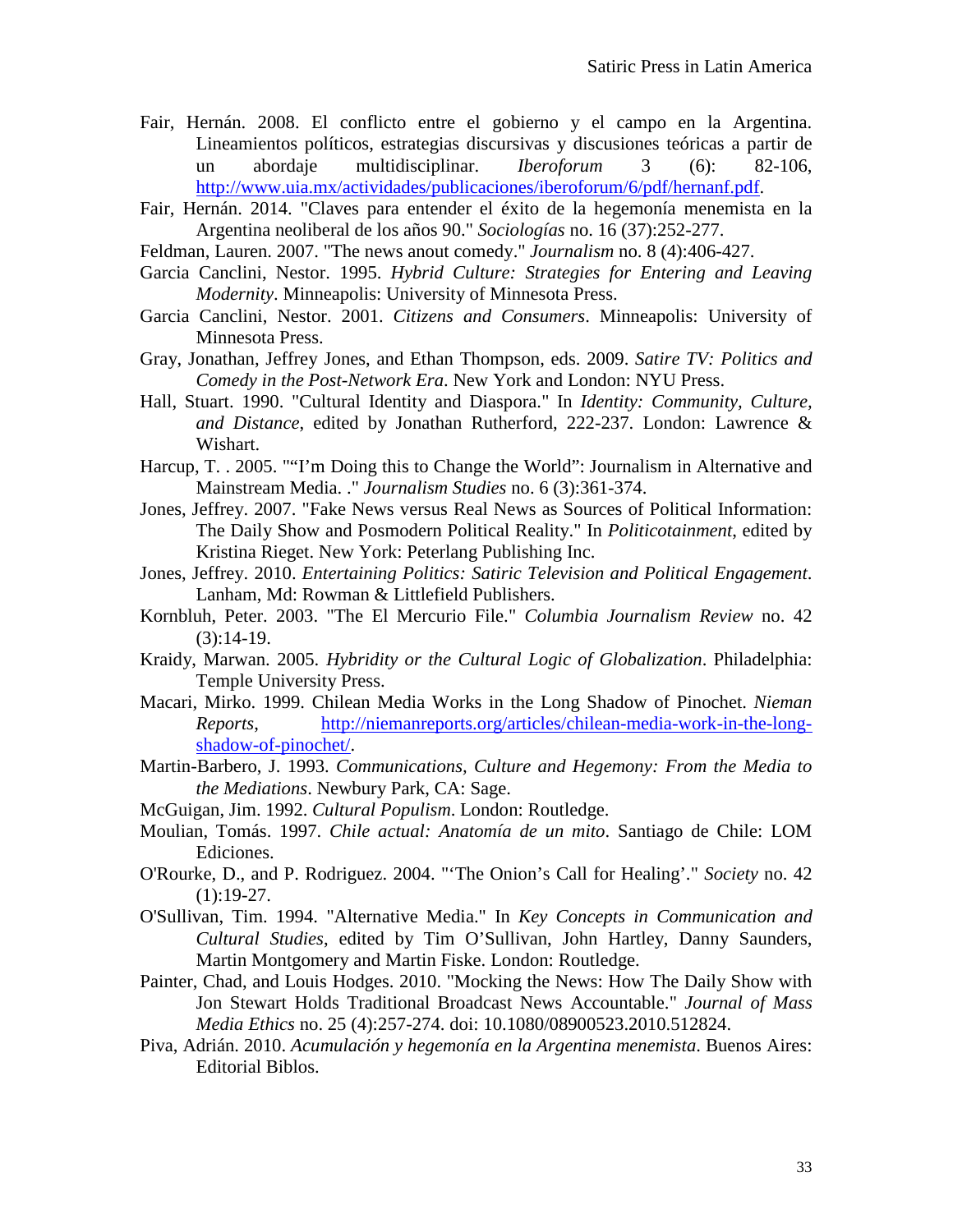Fair, Hernán. 2008. El conflicto entre el gobierno y el campo en la Argentina. Lineamientos políticos, estrategias discursivas y discusiones teóricas a partir de un abordaje multidisciplinar. *Iberoforum* 3 (6): 82-106, http://www.uia.mx/actividades/publicaciones/iberoforum/6/pdf/hernanf.pdf.

Fair, Hernán. 2014. "Claves para entender el éxito de la hegemonía menemista en la Argentina neoliberal de los años 90." *Sociologías* no. 16 (37):252-277.

Feldman, Lauren. 2007. "The news anout comedy." *Journalism* no. 8 (4):406-427.

Garcia Canclini, Nestor. 1995. *Hybrid Culture: Strategies for Entering and Leaving Modernity*. Minneapolis: University of Minnesota Press.

Garcia Canclini, Nestor. 2001. *Citizens and Consumers*. Minneapolis: University of Minnesota Press.

Gray, Jonathan, Jeffrey Jones, and Ethan Thompson, eds. 2009. *Satire TV: Politics and Comedy in the Post-Network Era*. New York and London: NYU Press.

Hall, Stuart. 1990. "Cultural Identity and Diaspora." In *Identity: Community, Culture, and Distance*, edited by Jonathan Rutherford, 222-237. London: Lawrence & Wishart.

Harcup, T. . 2005. "“I'm Doing this to Change the World”: Journalism in Alternative and Mainstream Media. ." *Journalism Studies* no. 6 (3):361-374.

Jones, Jeffrey. 2007. "Fake News versus Real News as Sources of Political Information: The Daily Show and Posmodern Political Reality." In *Politicotainment*, edited by Kristina Rieget. New York: Peterlang Publishing Inc.

Jones, Jeffrey. 2010. *Entertaining Politics: Satiric Television and Political Engagement*. Lanham, Md: Rowman & Littlefield Publishers.

Kornbluh, Peter. 2003. "The El Mercurio File." *Columbia Journalism Review* no. 42 (3):14-19.

Kraidy, Marwan. 2005. *Hybridity or the Cultural Logic of Globalization*. Philadelphia: Temple University Press.

Macari, Mirko. 1999. Chilean Media Works in the Long Shadow of Pinochet. *Nieman Reports*, http://niemanreports.org/articles/chilean-media-work-in-the-long-shadow-of-pinochet/.

Martin-Barbero, J. 1993. *Communications, Culture and Hegemony: From the Media to the Mediations*. Newbury Park, CA: Sage.

McGuigan, Jim. 1992. *Cultural Populism*. London: Routledge.

Moulian, Tomás. 1997. *Chile actual: Anatomía de un mito*. Santiago de Chile: LOM Ediciones.

O'Rourke, D., and P. Rodriguez. 2004. "‘The Onion's Call for Healing’." *Society* no. 42 (1):19-27.

O'Sullivan, Tim. 1994. "Alternative Media." In *Key Concepts in Communication and Cultural Studies*, edited by Tim O'Sullivan, John Hartley, Danny Saunders, Martin Montgomery and Martin Fiske. London: Routledge.

Painter, Chad, and Louis Hodges. 2010. "Mocking the News: How The Daily Show with Jon Stewart Holds Traditional Broadcast News Accountable." *Journal of Mass Media Ethics* no. 25 (4):257-274. doi: 10.1080/08900523.2010.512824.

Piva, Adrián. 2010. *Acumulación y hegemonía en la Argentina menemista*. Buenos Aires: Editorial Biblos.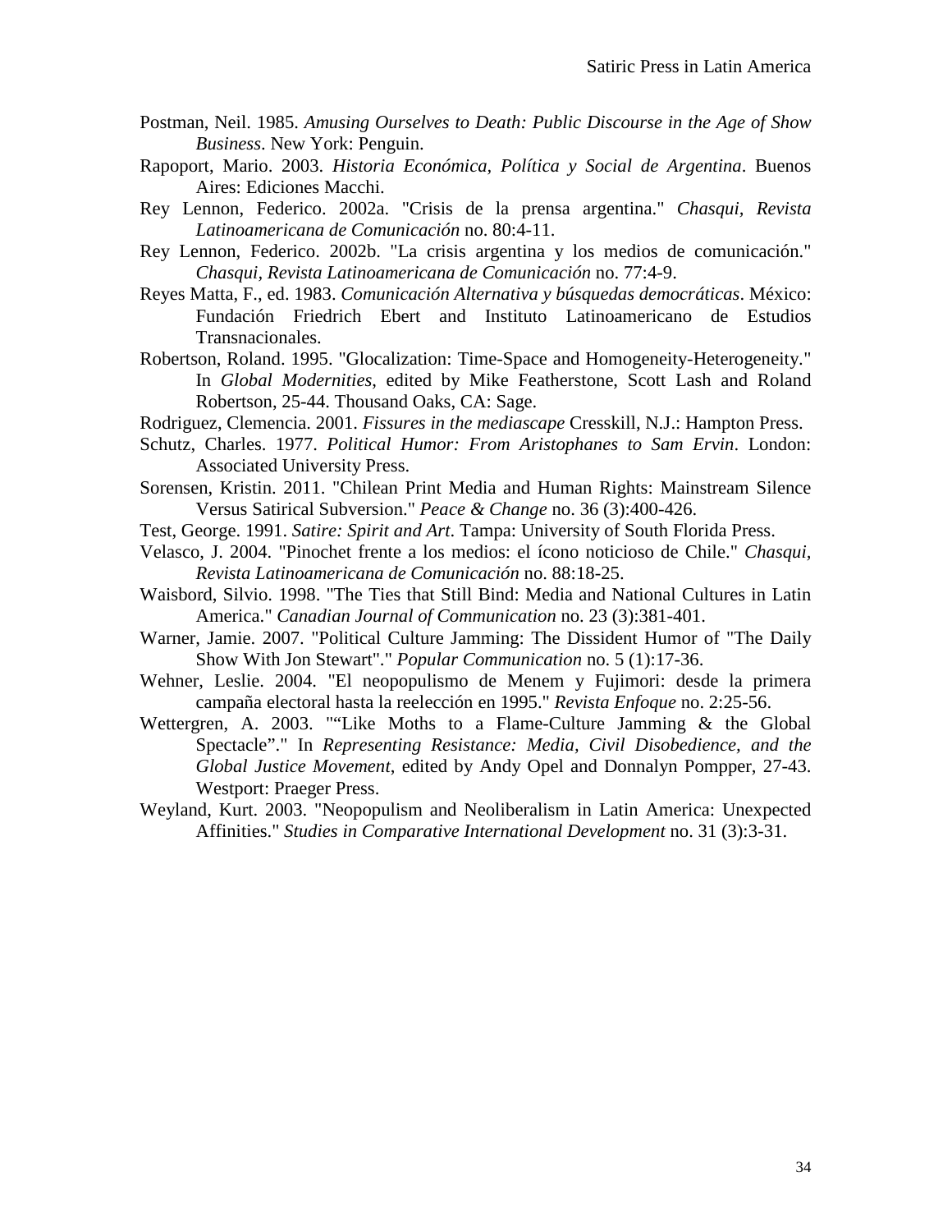Postman, Neil. 1985. *Amusing Ourselves to Death: Public Discourse in the Age of Show Business*. New York: Penguin.

Rapoport, Mario. 2003. *Historia Económica, Política y Social de Argentina*. Buenos Aires: Ediciones Macchi.

Rey Lennon, Federico. 2002a. "Crisis de la prensa argentina." *Chasqui, Revista Latinoamericana de Comunicación* no. 80:4-11.

Rey Lennon, Federico. 2002b. "La crisis argentina y los medios de comunicación." *Chasqui, Revista Latinoamericana de Comunicación* no. 77:4-9.

Reyes Matta, F., ed. 1983. *Comunicación Alternativa y búsquedas democráticas*. México: Fundación Friedrich Ebert and Instituto Latinoamericano de Estudios Transnacionales.

Robertson, Roland. 1995. "Glocalization: Time-Space and Homogeneity-Heterogeneity." In *Global Modernities*, edited by Mike Featherstone, Scott Lash and Roland Robertson, 25-44. Thousand Oaks, CA: Sage.

Rodriguez, Clemencia. 2001. *Fissures in the mediascape* Cresskill, N.J.: Hampton Press.

Schutz, Charles. 1977. *Political Humor: From Aristophanes to Sam Ervin*. London: Associated University Press.

Sorensen, Kristin. 2011. "Chilean Print Media and Human Rights: Mainstream Silence Versus Satirical Subversion." *Peace & Change* no. 36 (3):400-426.

Test, George. 1991. *Satire: Spirit and Art*. Tampa: University of South Florida Press.

Velasco, J. 2004. "Pinochet frente a los medios: el ícono noticioso de Chile." *Chasqui, Revista Latinoamericana de Comunicación* no. 88:18-25.

Waisbord, Silvio. 1998. "The Ties that Still Bind: Media and National Cultures in Latin America." *Canadian Journal of Communication* no. 23 (3):381-401.

Warner, Jamie. 2007. "Political Culture Jamming: The Dissident Humor of "The Daily Show With Jon Stewart"." *Popular Communication* no. 5 (1):17-36.

Wehner, Leslie. 2004. "El neopopulismo de Menem y Fujimori: desde la primera campaña electoral hasta la reelección en 1995." *Revista Enfoque* no. 2:25-56.

Wettergren, A. 2003. ""Like Moths to a Flame-Culture Jamming & the Global Spectacle"." In *Representing Resistance: Media, Civil Disobedience, and the Global Justice Movement*, edited by Andy Opel and Donnalyn Pompper, 27-43. Westport: Praeger Press.

Weyland, Kurt. 2003. "Neopopulism and Neoliberalism in Latin America: Unexpected Affinities." *Studies in Comparative International Development* no. 31 (3):3-31.